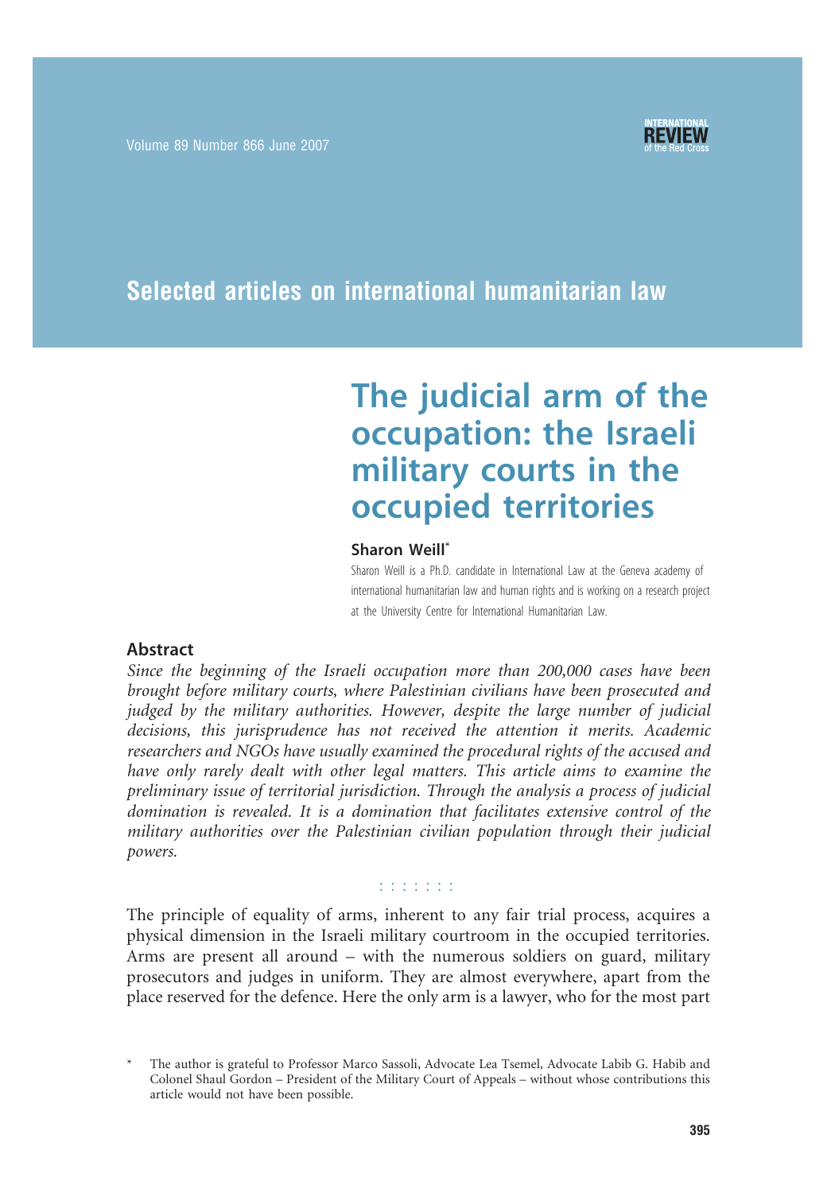## Selected articles on international humanitarian law

# The judicial arm of the occupation: the Israeli military courts in the occupied territories

### Sharon Weill*

Sharon Weill is a Ph.D. candidate in International Law at the Geneva academy of international humanitarian law and human rights and is working on a research project at the University Centre for International Humanitarian Law.

### Abstract

*Since the beginning of the Israeli occupation more than 200,000 cases have been brought before military courts, where Palestinian civilians have been prosecuted and judged by the military authorities. However, despite the large number of judicial decisions, this jurisprudence has not received the attention it merits. Academic researchers and NGOs have usually examined the procedural rights of the accused and have only rarely dealt with other legal matters. This article aims to examine the preliminary issue of territorial jurisdiction. Through the analysis a process of judicial domination is revealed. It is a domination that facilitates extensive control of the military authorities over the Palestinian civilian population through their judicial powers.*

: : : : : : :

The principle of equality of arms, inherent to any fair trial process, acquires a physical dimension in the Israeli military courtroom in the occupied territories. Arms are present all around – with the numerous soldiers on guard, military prosecutors and judges in uniform. They are almost everywhere, apart from the place reserved for the defence. Here the only arm is a lawyer, who for the most part

\* The author is grateful to Professor Marco Sassoli, Advocate Lea Tsemel, Advocate Labib G. Habib and Colonel Shaul Gordon – President of the Military Court of Appeals – without whose contributions this article would not have been possible.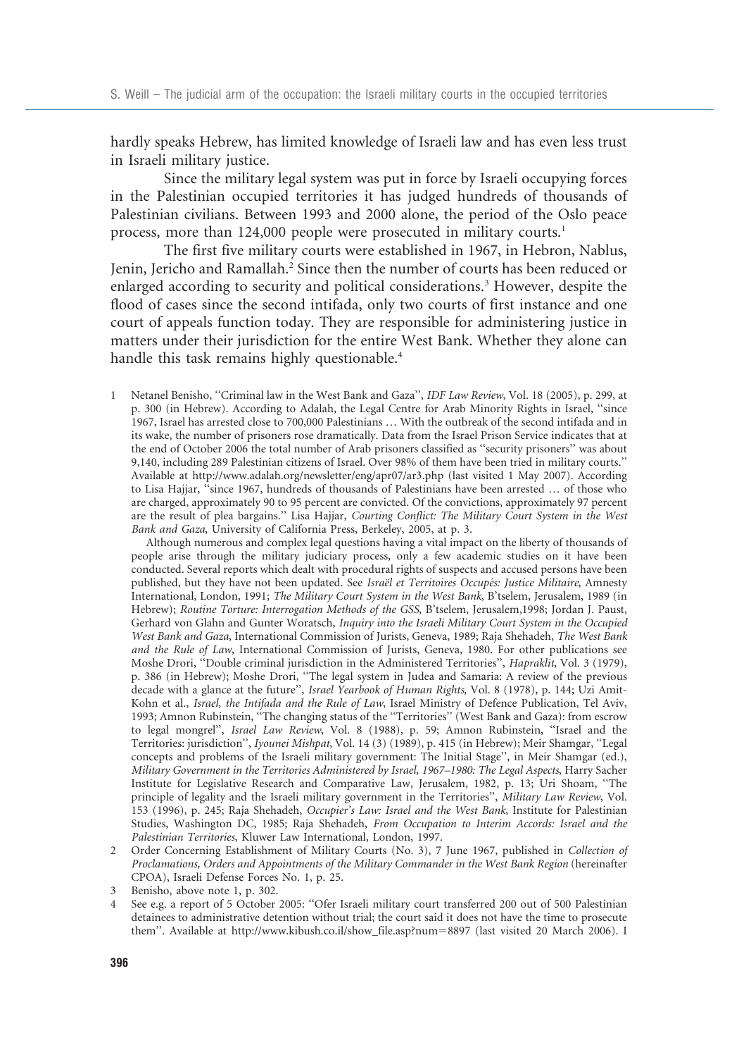hardly speaks Hebrew, has limited knowledge of Israeli law and has even less trust in Israeli military justice.

Since the military legal system was put in force by Israeli occupying forces in the Palestinian occupied territories it has judged hundreds of thousands of Palestinian civilians. Between 1993 and 2000 alone, the period of the Oslo peace process, more than 124,000 people were prosecuted in military courts.[1]

The first five military courts were established in 1967, in Hebron, Nablus, Jenin, Jericho and Ramallah.[2] Since then the number of courts has been reduced or enlarged according to security and political considerations.[3] However, despite the flood of cases since the second intifada, only two courts of first instance and one court of appeals function today. They are responsible for administering justice in matters under their jurisdiction for the entire West Bank. Whether they alone can handle this task remains highly questionable.[4]

1 Netanel Benisho, ''Criminal law in the West Bank and Gaza'', *IDF Law Review*, Vol. 18 (2005), p. 299, at p. 300 (in Hebrew). According to Adalah, the Legal Centre for Arab Minority Rights in Israel, ''since 1967, Israel has arrested close to 700,000 Palestinians … With the outbreak of the second intifada and in its wake, the number of prisoners rose dramatically. Data from the Israel Prison Service indicates that at the end of October 2006 the total number of Arab prisoners classified as ''security prisoners'' was about 9,140, including 289 Palestinian citizens of Israel. Over 98% of them have been tried in military courts.'' Available at http://www.adalah.org/newsletter/eng/apr07/ar3.php (last visited 1 May 2007). According to Lisa Hajjar, ''since 1967, hundreds of thousands of Palestinians have been arrested … of those who are charged, approximately 90 to 95 percent are convicted. Of the convictions, approximately 97 percent are the result of plea bargains.'' Lisa Hajjar, *Courting Conflict: The Military Court System in the West Bank and Gaza*, University of California Press, Berkeley, 2005, at p. 3.

Although numerous and complex legal questions having a vital impact on the liberty of thousands of people arise through the military judiciary process, only a few academic studies on it have been conducted. Several reports which dealt with procedural rights of suspects and accused persons have been published, but they have not been updated. See *Israël et Territoires Occupés: Justice Militaire*, Amnesty International, London, 1991; *The Military Court System in the West Bank*, B'tselem, Jerusalem, 1989 (in Hebrew); *Routine Torture: Interrogation Methods of the GSS*, B'tselem, Jerusalem,1998; Jordan J. Paust, Gerhard von Glahn and Gunter Woratsch, *Inquiry into the Israeli Military Court System in the Occupied West Bank and Gaza*, International Commission of Jurists, Geneva, 1989; Raja Shehadeh, *The West Bank and the Rule of Law*, International Commission of Jurists, Geneva, 1980. For other publications see Moshe Drori, ''Double criminal jurisdiction in the Administered Territories'', *Hapraklit*, Vol. 3 (1979), p. 386 (in Hebrew); Moshe Drori, ''The legal system in Judea and Samaria: A review of the previous decade with a glance at the future'', *Israel Yearbook of Human Rights*, Vol. 8 (1978), p. 144; Uzi Amit-Kohn et al., *Israel, the Intifada and the Rule of Law*, Israel Ministry of Defence Publication, Tel Aviv, 1993; Amnon Rubinstein, ''The changing status of the ''Territories'' (West Bank and Gaza): from escrow to legal mongrel'', *Israel Law Review*, Vol. 8 (1988), p. 59; Amnon Rubinstein, ''Israel and the Territories: jurisdiction'', *Iyounei Mishpat*, Vol. 14 (3) (1989), p. 415 (in Hebrew); Meir Shamgar, ''Legal concepts and problems of the Israeli military government: The Initial Stage'', in Meir Shamgar (ed.), *Military Government in the Territories Administered by Israel, 1967–1980: The Legal Aspects*, Harry Sacher Institute for Legislative Research and Comparative Law, Jerusalem, 1982, p. 13; Uri Shoam, ''The principle of legality and the Israeli military government in the Territories'', *Military Law Review*, Vol. 153 (1996), p. 245; Raja Shehadeh, *Occupier's Law: Israel and the West Bank*, Institute for Palestinian Studies, Washington DC, 1985; Raja Shehadeh, *From Occupation to Interim Accords: Israel and the Palestinian Territories*, Kluwer Law International, London, 1997.

2 Order Concerning Establishment of Military Courts (No. 3), 7 June 1967, published in *Collection of Proclamations, Orders and Appointments of the Military Commander in the West Bank Region* (hereinafter CPOA), Israeli Defense Forces No. 1, p. 25.

3 Benisho, above note 1, p. 302.

4 See e.g. a report of 5 October 2005: ''Ofer Israeli military court transferred 200 out of 500 Palestinian detainees to administrative detention without trial; the court said it does not have the time to prosecute them''. Available at http://www.kibush.co.il/show_file.asp?num=8897 (last visited 20 March 2006). I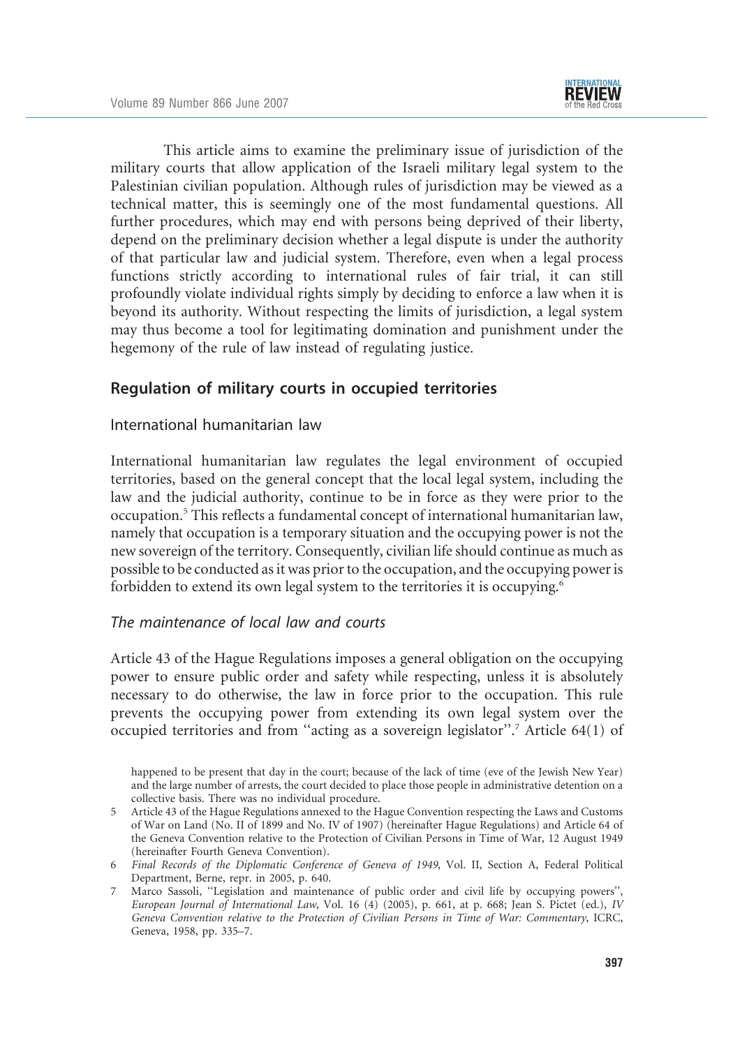This article aims to examine the preliminary issue of jurisdiction of the military courts that allow application of the Israeli military legal system to the Palestinian civilian population. Although rules of jurisdiction may be viewed as a technical matter, this is seemingly one of the most fundamental questions. All further procedures, which may end with persons being deprived of their liberty, depend on the preliminary decision whether a legal dispute is under the authority of that particular law and judicial system. Therefore, even when a legal process functions strictly according to international rules of fair trial, it can still profoundly violate individual rights simply by deciding to enforce a law when it is beyond its authority. Without respecting the limits of jurisdiction, a legal system may thus become a tool for legitimating domination and punishment under the hegemony of the rule of law instead of regulating justice.

## Regulation of military courts in occupied territories

### International humanitarian law

International humanitarian law regulates the legal environment of occupied territories, based on the general concept that the local legal system, including the law and the judicial authority, continue to be in force as they were prior to the occupation.[5] This reflects a fundamental concept of international humanitarian law, namely that occupation is a temporary situation and the occupying power is not the new sovereign of the territory. Consequently, civilian life should continue as much as possible to be conducted as it was prior to the occupation, and the occupying power is forbidden to extend its own legal system to the territories it is occupying.[6]

#### *The maintenance of local law and courts*

Article 43 of the Hague Regulations imposes a general obligation on the occupying power to ensure public order and safety while respecting, unless it is absolutely necessary to do otherwise, the law in force prior to the occupation. This rule prevents the occupying power from extending its own legal system over the occupied territories and from "acting as a sovereign legislator".[7] Article 64(1) of

happened to be present that day in the court; because of the lack of time (eve of the Jewish New Year) and the large number of arrests, the court decided to place those people in administrative detention on a collective basis. There was no individual procedure.

5 Article 43 of the Hague Regulations annexed to the Hague Convention respecting the Laws and Customs of War on Land (No. II of 1899 and No. IV of 1907) (hereinafter Hague Regulations) and Article 64 of the Geneva Convention relative to the Protection of Civilian Persons in Time of War, 12 August 1949 (hereinafter Fourth Geneva Convention).

6 *Final Records of the Diplomatic Conference of Geneva of 1949*, Vol. II, Section A, Federal Political Department, Berne, repr. in 2005, p. 640.

7 Marco Sassoli, "Legislation and maintenance of public order and civil life by occupying powers", *European Journal of International Law*, Vol. 16 (4) (2005), p. 661, at p. 668; Jean S. Pictet (ed.), *IV Geneva Convention relative to the Protection of Civilian Persons in Time of War: Commentary*, ICRC, Geneva, 1958, pp. 335–7.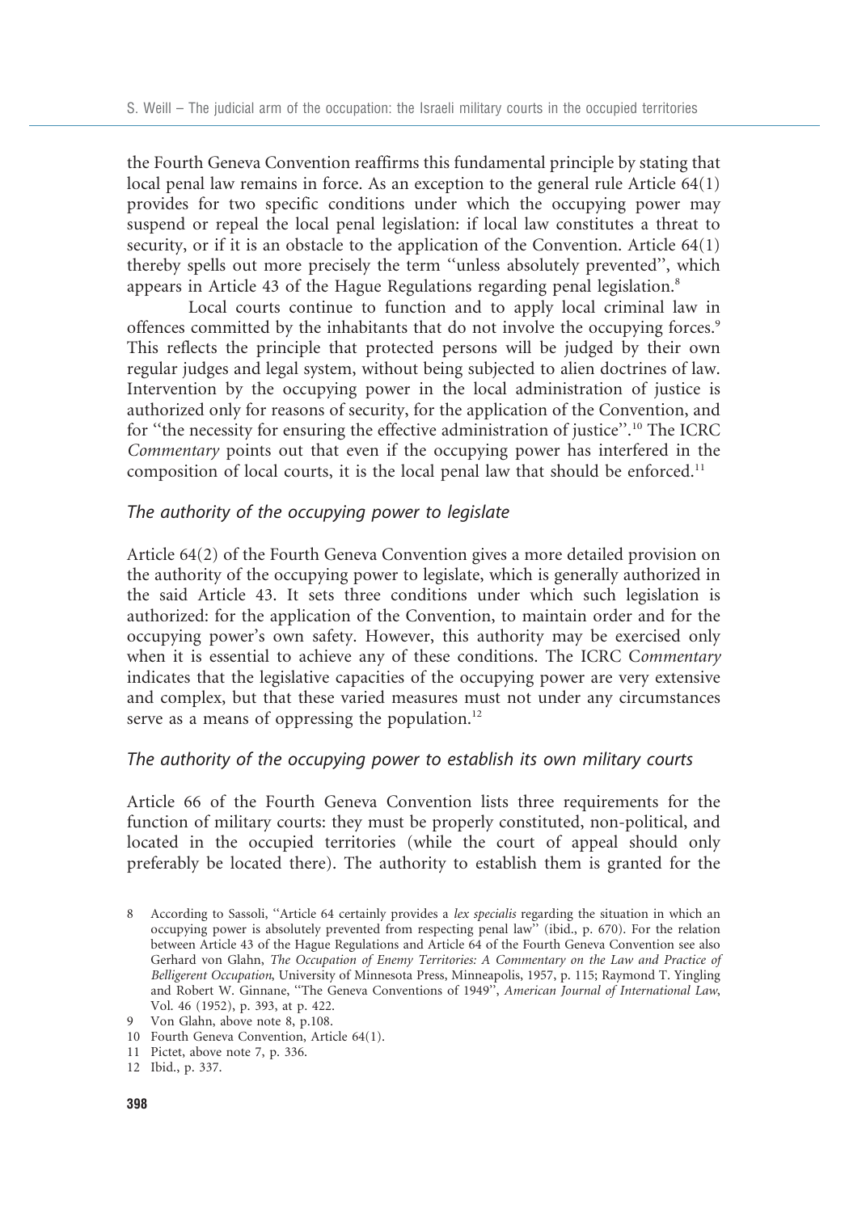the Fourth Geneva Convention reaffirms this fundamental principle by stating that local penal law remains in force. As an exception to the general rule Article 64(1) provides for two specific conditions under which the occupying power may suspend or repeal the local penal legislation: if local law constitutes a threat to security, or if it is an obstacle to the application of the Convention. Article 64(1) thereby spells out more precisely the term ''unless absolutely prevented'', which appears in Article 43 of the Hague Regulations regarding penal legislation.[8]

Local courts continue to function and to apply local criminal law in offences committed by the inhabitants that do not involve the occupying forces.[9] This reflects the principle that protected persons will be judged by their own regular judges and legal system, without being subjected to alien doctrines of law. Intervention by the occupying power in the local administration of justice is authorized only for reasons of security, for the application of the Convention, and for ''the necessity for ensuring the effective administration of justice''.[10] The ICRC *Commentary* points out that even if the occupying power has interfered in the composition of local courts, it is the local penal law that should be enforced.[11]

### *The authority of the occupying power to legislate*

Article 64(2) of the Fourth Geneva Convention gives a more detailed provision on the authority of the occupying power to legislate, which is generally authorized in the said Article 43. It sets three conditions under which such legislation is authorized: for the application of the Convention, to maintain order and for the occupying power's own safety. However, this authority may be exercised only when it is essential to achieve any of these conditions. The ICRC C*ommentary* indicates that the legislative capacities of the occupying power are very extensive and complex, but that these varied measures must not under any circumstances serve as a means of oppressing the population.[12]

### *The authority of the occupying power to establish its own military courts*

Article 66 of the Fourth Geneva Convention lists three requirements for the function of military courts: they must be properly constituted, non-political, and located in the occupied territories (while the court of appeal should only preferably be located there). The authority to establish them is granted for the

---

8 According to Sassoli, ''Article 64 certainly provides a *lex specialis* regarding the situation in which an occupying power is absolutely prevented from respecting penal law'' (ibid., p. 670). For the relation between Article 43 of the Hague Regulations and Article 64 of the Fourth Geneva Convention see also Gerhard von Glahn, *The Occupation of Enemy Territories: A Commentary on the Law and Practice of Belligerent Occupation*, University of Minnesota Press, Minneapolis, 1957, p. 115; Raymond T. Yingling and Robert W. Ginnane, ''The Geneva Conventions of 1949'', *American Journal of International Law*, Vol. 46 (1952), p. 393, at p. 422.

9 Von Glahn, above note 8, p.108.

10 Fourth Geneva Convention, Article 64(1).

11 Pictet, above note 7, p. 336.

12 Ibid., p. 337.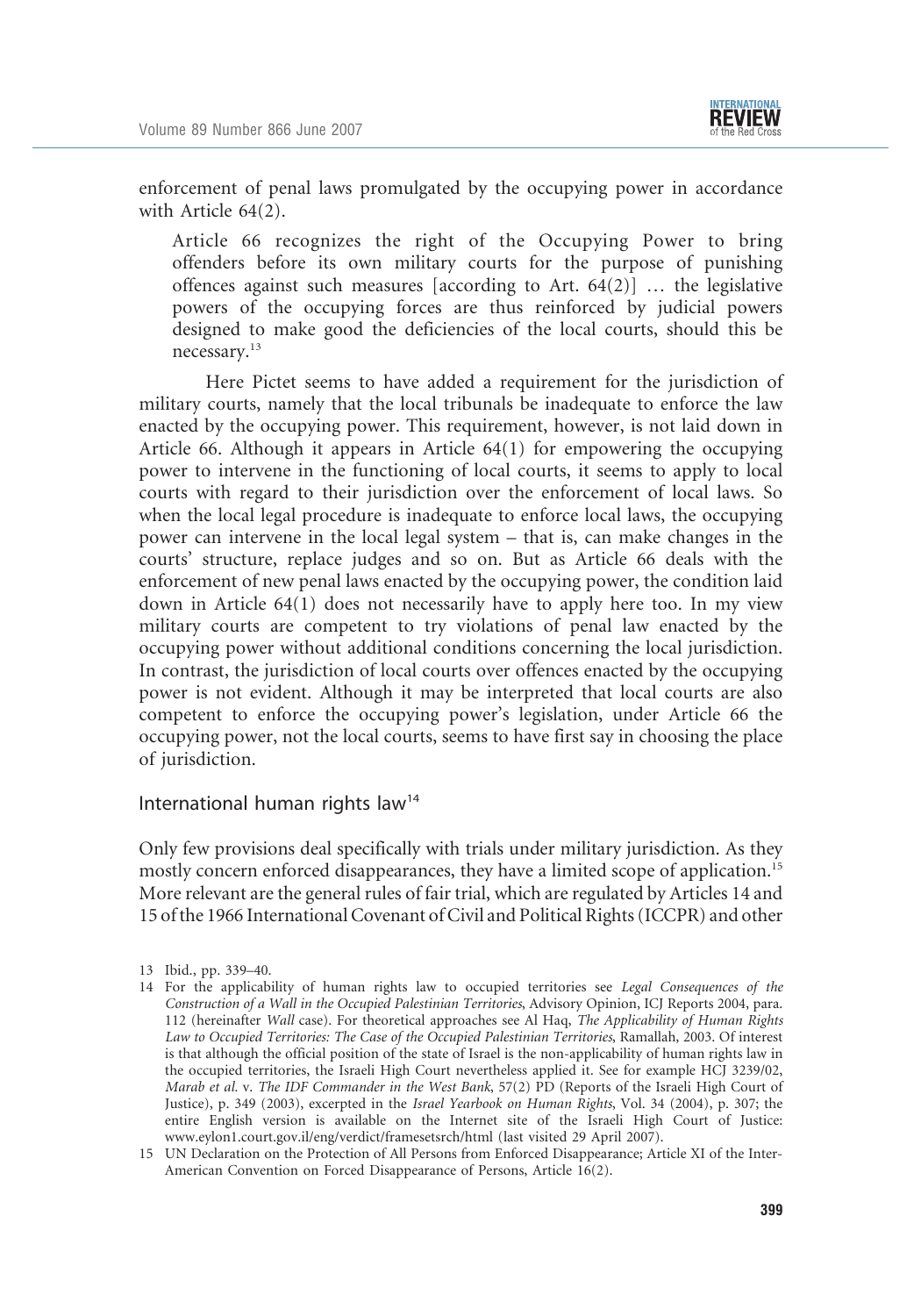enforcement of penal laws promulgated by the occupying power in accordance with Article 64(2).

> Article 66 recognizes the right of the Occupying Power to bring offenders before its own military courts for the purpose of punishing offences against such measures [according to Art. 64(2)] … the legislative powers of the occupying forces are thus reinforced by judicial powers designed to make good the deficiencies of the local courts, should this be necessary.[13]

Here Pictet seems to have added a requirement for the jurisdiction of military courts, namely that the local tribunals be inadequate to enforce the law enacted by the occupying power. This requirement, however, is not laid down in Article 66. Although it appears in Article 64(1) for empowering the occupying power to intervene in the functioning of local courts, it seems to apply to local courts with regard to their jurisdiction over the enforcement of local laws. So when the local legal procedure is inadequate to enforce local laws, the occupying power can intervene in the local legal system – that is, can make changes in the courts' structure, replace judges and so on. But as Article 66 deals with the enforcement of new penal laws enacted by the occupying power, the condition laid down in Article 64(1) does not necessarily have to apply here too. In my view military courts are competent to try violations of penal law enacted by the occupying power without additional conditions concerning the local jurisdiction. In contrast, the jurisdiction of local courts over offences enacted by the occupying power is not evident. Although it may be interpreted that local courts are also competent to enforce the occupying power's legislation, under Article 66 the occupying power, not the local courts, seems to have first say in choosing the place of jurisdiction.

## International human rights law[14]

Only few provisions deal specifically with trials under military jurisdiction. As they mostly concern enforced disappearances, they have a limited scope of application.[15] More relevant are the general rules of fair trial, which are regulated by Articles 14 and 15 of the 1966 International Covenant of Civil and Political Rights (ICCPR) and other

---

13 Ibid., pp. 339–40.

14 For the applicability of human rights law to occupied territories see *Legal Consequences of the Construction of a Wall in the Occupied Palestinian Territories*, Advisory Opinion, ICJ Reports 2004, para. 112 (hereinafter *Wall* case). For theoretical approaches see Al Haq, *The Applicability of Human Rights Law to Occupied Territories: The Case of the Occupied Palestinian Territories*, Ramallah, 2003. Of interest is that although the official position of the state of Israel is the non-applicability of human rights law in the occupied territories, the Israeli High Court nevertheless applied it. See for example HCJ 3239/02, *Marab et al.* v. *The IDF Commander in the West Bank*, 57(2) PD (Reports of the Israeli High Court of Justice), p. 349 (2003), excerpted in the *Israel Yearbook on Human Rights*, Vol. 34 (2004), p. 307; the entire English version is available on the Internet site of the Israeli High Court of Justice: www.eylon1.court.gov.il/eng/verdict/framesetsrch/html (last visited 29 April 2007).

15 UN Declaration on the Protection of All Persons from Enforced Disappearance; Article XI of the Inter-American Convention on Forced Disappearance of Persons, Article 16(2).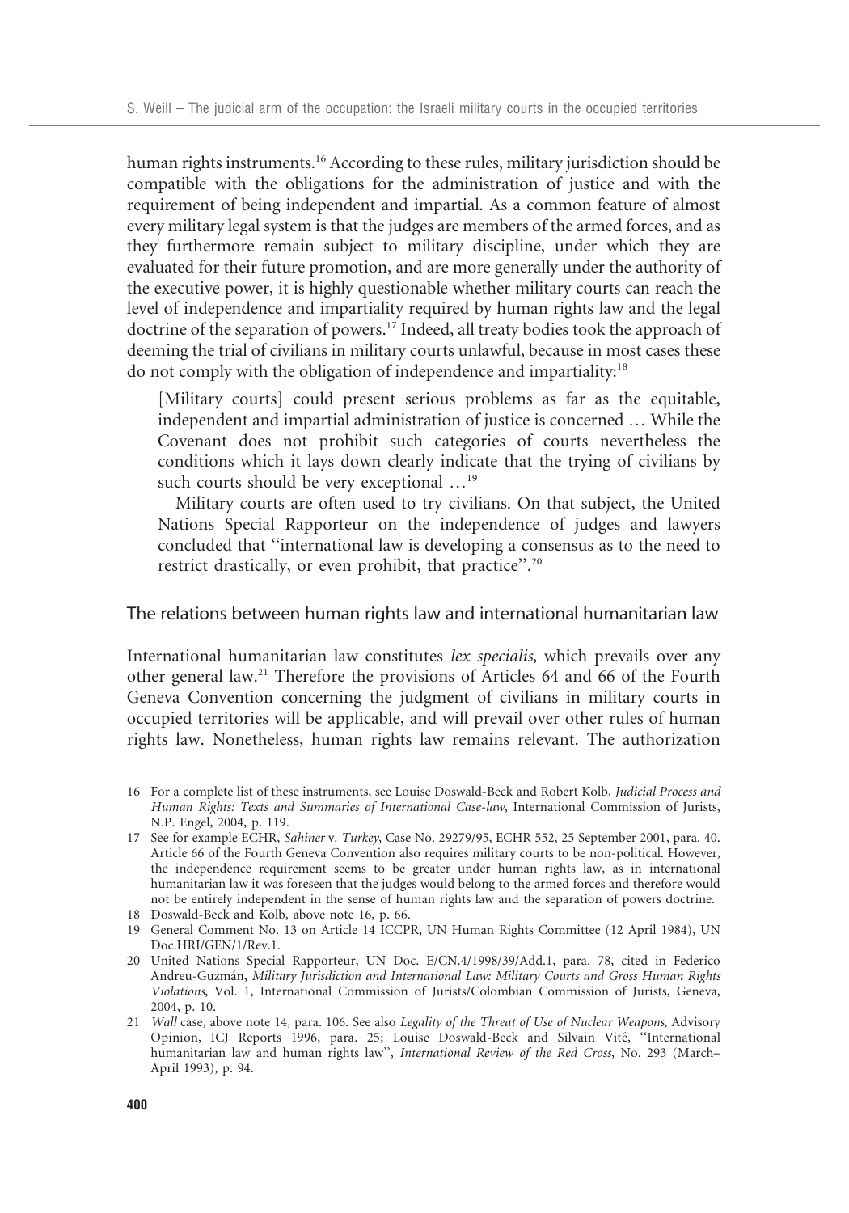human rights instruments.[16] According to these rules, military jurisdiction should be compatible with the obligations for the administration of justice and with the requirement of being independent and impartial. As a common feature of almost every military legal system is that the judges are members of the armed forces, and as they furthermore remain subject to military discipline, under which they are evaluated for their future promotion, and are more generally under the authority of the executive power, it is highly questionable whether military courts can reach the level of independence and impartiality required by human rights law and the legal doctrine of the separation of powers.[17] Indeed, all treaty bodies took the approach of deeming the trial of civilians in military courts unlawful, because in most cases these do not comply with the obligation of independence and impartiality:[18]

> [Military courts] could present serious problems as far as the equitable, independent and impartial administration of justice is concerned … While the Covenant does not prohibit such categories of courts nevertheless the conditions which it lays down clearly indicate that the trying of civilians by such courts should be very exceptional …[19]

Military courts are often used to try civilians. On that subject, the United Nations Special Rapporteur on the independence of judges and lawyers concluded that "international law is developing a consensus as to the need to restrict drastically, or even prohibit, that practice".[20]

## The relations between human rights law and international humanitarian law

International humanitarian law constitutes *lex specialis*, which prevails over any other general law.[21] Therefore the provisions of Articles 64 and 66 of the Fourth Geneva Convention concerning the judgment of civilians in military courts in occupied territories will be applicable, and will prevail over other rules of human rights law. Nonetheless, human rights law remains relevant. The authorization

16 For a complete list of these instruments, see Louise Doswald-Beck and Robert Kolb, *Judicial Process and Human Rights: Texts and Summaries of International Case-law*, International Commission of Jurists, N.P. Engel, 2004, p. 119.

17 See for example ECHR, *Sahiner* v. *Turkey*, Case No. 29279/95, ECHR 552, 25 September 2001, para. 40. Article 66 of the Fourth Geneva Convention also requires military courts to be non-political. However, the independence requirement seems to be greater under human rights law, as in international humanitarian law it was foreseen that the judges would belong to the armed forces and therefore would not be entirely independent in the sense of human rights law and the separation of powers doctrine.

18 Doswald-Beck and Kolb, above note 16, p. 66.

19 General Comment No. 13 on Article 14 ICCPR, UN Human Rights Committee (12 April 1984), UN Doc.HRI/GEN/1/Rev.1.

20 United Nations Special Rapporteur, UN Doc. E/CN.4/1998/39/Add.1, para. 78, cited in Federico Andreu-Guzmán, *Military Jurisdiction and International Law: Military Courts and Gross Human Rights Violations*, Vol. 1, International Commission of Jurists/Colombian Commission of Jurists, Geneva, 2004, p. 10.

21 *Wall* case, above note 14, para. 106. See also *Legality of the Threat of Use of Nuclear Weapons*, Advisory Opinion, ICJ Reports 1996, para. 25; Louise Doswald-Beck and Silvain Vité, "International humanitarian law and human rights law", *International Review of the Red Cross*, No. 293 (March–April 1993), p. 94.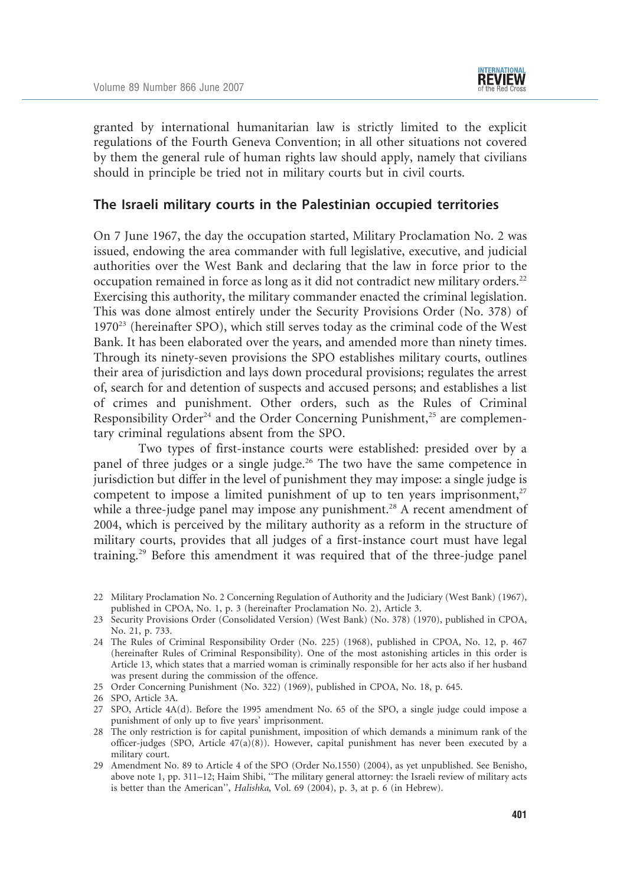granted by international humanitarian law is strictly limited to the explicit regulations of the Fourth Geneva Convention; in all other situations not covered by them the general rule of human rights law should apply, namely that civilians should in principle be tried not in military courts but in civil courts.

## The Israeli military courts in the Palestinian occupied territories

On 7 June 1967, the day the occupation started, Military Proclamation No. 2 was issued, endowing the area commander with full legislative, executive, and judicial authorities over the West Bank and declaring that the law in force prior to the occupation remained in force as long as it did not contradict new military orders.[22] Exercising this authority, the military commander enacted the criminal legislation. This was done almost entirely under the Security Provisions Order (No. 378) of 1970[23] (hereinafter SPO), which still serves today as the criminal code of the West Bank. It has been elaborated over the years, and amended more than ninety times. Through its ninety-seven provisions the SPO establishes military courts, outlines their area of jurisdiction and lays down procedural provisions; regulates the arrest of, search for and detention of suspects and accused persons; and establishes a list of crimes and punishment. Other orders, such as the Rules of Criminal Responsibility Order[24] and the Order Concerning Punishment,[25] are complementary criminal regulations absent from the SPO.

Two types of first-instance courts were established: presided over by a panel of three judges or a single judge.[26] The two have the same competence in jurisdiction but differ in the level of punishment they may impose: a single judge is competent to impose a limited punishment of up to ten years imprisonment,[27] while a three-judge panel may impose any punishment.[28] A recent amendment of 2004, which is perceived by the military authority as a reform in the structure of military courts, provides that all judges of a first-instance court must have legal training.[29] Before this amendment it was required that of the three-judge panel

22 Military Proclamation No. 2 Concerning Regulation of Authority and the Judiciary (West Bank) (1967), published in CPOA, No. 1, p. 3 (hereinafter Proclamation No. 2), Article 3.

23 Security Provisions Order (Consolidated Version) (West Bank) (No. 378) (1970), published in CPOA, No. 21, p. 733.

24 The Rules of Criminal Responsibility Order (No. 225) (1968), published in CPOA, No. 12, p. 467 (hereinafter Rules of Criminal Responsibility). One of the most astonishing articles in this order is Article 13, which states that a married woman is criminally responsible for her acts also if her husband was present during the commission of the offence.

25 Order Concerning Punishment (No. 322) (1969), published in CPOA, No. 18, p. 645.

26 SPO, Article 3A.

27 SPO, Article 4A(d). Before the 1995 amendment No. 65 of the SPO, a single judge could impose a punishment of only up to five years' imprisonment.

28 The only restriction is for capital punishment, imposition of which demands a minimum rank of the officer-judges (SPO, Article 47(a)(8)). However, capital punishment has never been executed by a military court.

29 Amendment No. 89 to Article 4 of the SPO (Order No.1550) (2004), as yet unpublished. See Benisho, above note 1, pp. 311–12; Haim Shibi, "The military general attorney: the Israeli review of military acts is better than the American", *Halishka*, Vol. 69 (2004), p. 3, at p. 6 (in Hebrew).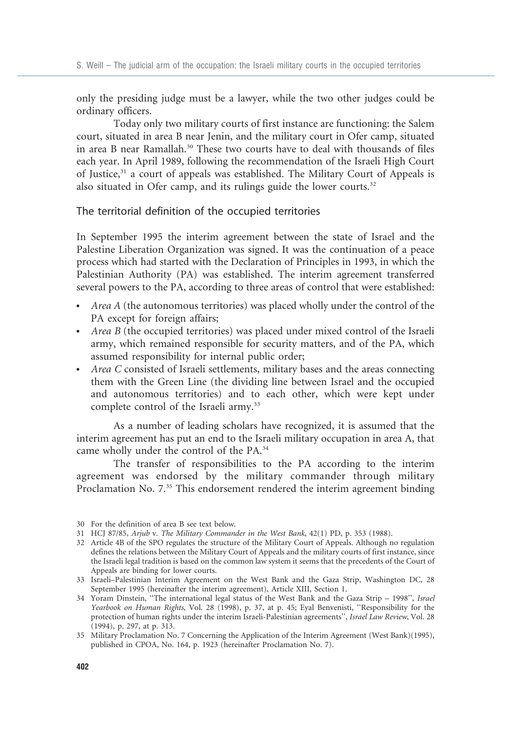only the presiding judge must be a lawyer, while the two other judges could be ordinary officers.

Today only two military courts of first instance are functioning: the Salem court, situated in area B near Jenin, and the military court in Ofer camp, situated in area B near Ramallah.[30] These two courts have to deal with thousands of files each year. In April 1989, following the recommendation of the Israeli High Court of Justice,[31] a court of appeals was established. The Military Court of Appeals is also situated in Ofer camp, and its rulings guide the lower courts.[32]

## The territorial definition of the occupied territories

In September 1995 the interim agreement between the state of Israel and the Palestine Liberation Organization was signed. It was the continuation of a peace process which had started with the Declaration of Principles in 1993, in which the Palestinian Authority (PA) was established. The interim agreement transferred several powers to the PA, according to three areas of control that were established:

- *Area A* (the autonomous territories) was placed wholly under the control of the PA except for foreign affairs;
- *Area B* (the occupied territories) was placed under mixed control of the Israeli army, which remained responsible for security matters, and of the PA, which assumed responsibility for internal public order;
- *Area C* consisted of Israeli settlements, military bases and the areas connecting them with the Green Line (the dividing line between Israel and the occupied and autonomous territories) and to each other, which were kept under complete control of the Israeli army.[33]

As a number of leading scholars have recognized, it is assumed that the interim agreement has put an end to the Israeli military occupation in area A, that came wholly under the control of the PA.[34]

The transfer of responsibilities to the PA according to the interim agreement was endorsed by the military commander through military Proclamation No. 7.[35] This endorsement rendered the interim agreement binding

30 For the definition of area B see text below.

31 HCJ 87/85, *Arjub* v. *The Military Commander in the West Bank*, 42(1) PD, p. 353 (1988).

32 Article 4B of the SPO regulates the structure of the Military Court of Appeals. Although no regulation defines the relations between the Military Court of Appeals and the military courts of first instance, since the Israeli legal tradition is based on the common law system it seems that the precedents of the Court of Appeals are binding for lower courts.

33 Israeli–Palestinian Interim Agreement on the West Bank and the Gaza Strip, Washington DC, 28 September 1995 (hereinafter the interim agreement), Article XIII, Section 1.

34 Yoram Dinstein, "The international legal status of the West Bank and the Gaza Strip – 1998", *Israel Yearbook on Human Rights*, Vol. 28 (1998), p. 37, at p. 45; Eyal Benvenisti, "Responsibility for the protection of human rights under the interim Israeli-Palestinian agreements", *Israel Law Review*, Vol. 28 (1994), p. 297, at p. 313.

35 Military Proclamation No. 7 Concerning the Application of the Interim Agreement (West Bank)(1995), published in CPOA, No. 164, p. 1923 (hereinafter Proclamation No. 7).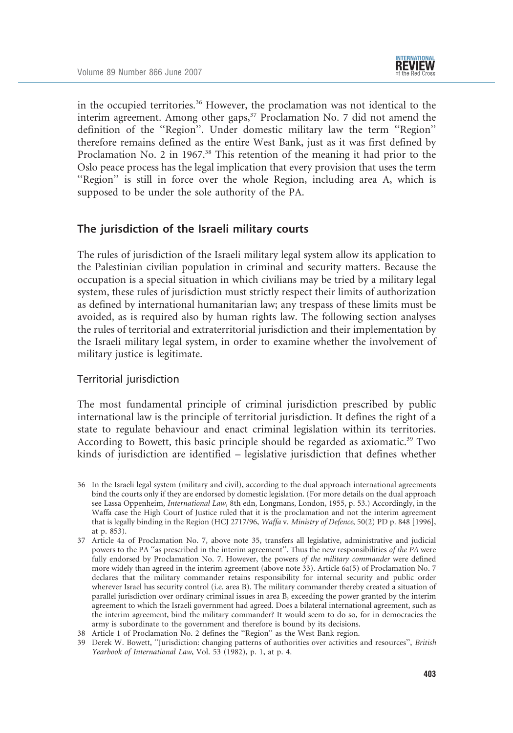in the occupied territories.[36] However, the proclamation was not identical to the interim agreement. Among other gaps,[37] Proclamation No. 7 did not amend the definition of the ''Region''. Under domestic military law the term ''Region'' therefore remains defined as the entire West Bank, just as it was first defined by Proclamation No. 2 in 1967.[38] This retention of the meaning it had prior to the Oslo peace process has the legal implication that every provision that uses the term ''Region'' is still in force over the whole Region, including area A, which is supposed to be under the sole authority of the PA.

## The jurisdiction of the Israeli military courts

The rules of jurisdiction of the Israeli military legal system allow its application to the Palestinian civilian population in criminal and security matters. Because the occupation is a special situation in which civilians may be tried by a military legal system, these rules of jurisdiction must strictly respect their limits of authorization as defined by international humanitarian law; any trespass of these limits must be avoided, as is required also by human rights law. The following section analyses the rules of territorial and extraterritorial jurisdiction and their implementation by the Israeli military legal system, in order to examine whether the involvement of military justice is legitimate.

### Territorial jurisdiction

The most fundamental principle of criminal jurisdiction prescribed by public international law is the principle of territorial jurisdiction. It defines the right of a state to regulate behaviour and enact criminal legislation within its territories. According to Bowett, this basic principle should be regarded as axiomatic.[39] Two kinds of jurisdiction are identified – legislative jurisdiction that defines whether

36 In the Israeli legal system (military and civil), according to the dual approach international agreements bind the courts only if they are endorsed by domestic legislation. (For more details on the dual approach see Lassa Oppenheim, *International Law*, 8th edn, Longmans, London, 1955, p. 53.) Accordingly, in the Waffa case the High Court of Justice ruled that it is the proclamation and not the interim agreement that is legally binding in the Region (HCJ 2717/96, *Waffa* v. *Ministry of Defence*, 50(2) PD p. 848 [1996], at p. 853).

37 Article 4a of Proclamation No. 7, above note 35, transfers all legislative, administrative and judicial powers to the PA ''as prescribed in the interim agreement''. Thus the new responsibilities *of the PA* were fully endorsed by Proclamation No. 7. However, the powers *of the military commander* were defined more widely than agreed in the interim agreement (above note 33). Article 6a(5) of Proclamation No. 7 declares that the military commander retains responsibility for internal security and public order wherever Israel has security control (i.e. area B). The military commander thereby created a situation of parallel jurisdiction over ordinary criminal issues in area B, exceeding the power granted by the interim agreement to which the Israeli government had agreed. Does a bilateral international agreement, such as the interim agreement, bind the military commander? It would seem to do so, for in democracies the army is subordinate to the government and therefore is bound by its decisions.

38 Article 1 of Proclamation No. 2 defines the ''Region'' as the West Bank region.

39 Derek W. Bowett, ''Jurisdiction: changing patterns of authorities over activities and resources'', *British Yearbook of International Law*, Vol. 53 (1982), p. 1, at p. 4.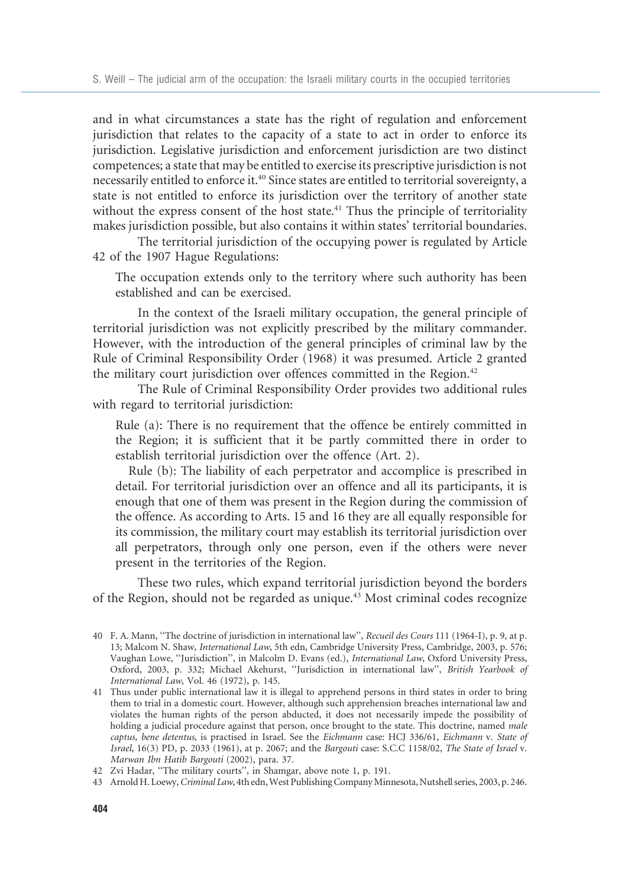and in what circumstances a state has the right of regulation and enforcement jurisdiction that relates to the capacity of a state to act in order to enforce its jurisdiction. Legislative jurisdiction and enforcement jurisdiction are two distinct competences; a state that may be entitled to exercise its prescriptive jurisdiction is not necessarily entitled to enforce it.[40] Since states are entitled to territorial sovereignty, a state is not entitled to enforce its jurisdiction over the territory of another state without the express consent of the host state.[41] Thus the principle of territoriality makes jurisdiction possible, but also contains it within states' territorial boundaries.

The territorial jurisdiction of the occupying power is regulated by Article 42 of the 1907 Hague Regulations:

> The occupation extends only to the territory where such authority has been established and can be exercised.

In the context of the Israeli military occupation, the general principle of territorial jurisdiction was not explicitly prescribed by the military commander. However, with the introduction of the general principles of criminal law by the Rule of Criminal Responsibility Order (1968) it was presumed. Article 2 granted the military court jurisdiction over offences committed in the Region.[42]

The Rule of Criminal Responsibility Order provides two additional rules with regard to territorial jurisdiction:

> Rule (a): There is no requirement that the offence be entirely committed in the Region; it is sufficient that it be partly committed there in order to establish territorial jurisdiction over the offence (Art. 2).
>
> Rule (b): The liability of each perpetrator and accomplice is prescribed in detail. For territorial jurisdiction over an offence and all its participants, it is enough that one of them was present in the Region during the commission of the offence. As according to Arts. 15 and 16 they are all equally responsible for its commission, the military court may establish its territorial jurisdiction over all perpetrators, through only one person, even if the others were never present in the territories of the Region.

These two rules, which expand territorial jurisdiction beyond the borders of the Region, should not be regarded as unique.[43] Most criminal codes recognize

---

40 F. A. Mann, "The doctrine of jurisdiction in international law", *Recueil des Cours* 111 (1964-I), p. 9, at p. 13; Malcom N. Shaw, *International Law*, 5th edn, Cambridge University Press, Cambridge, 2003, p. 576; Vaughan Lowe, "Jurisdiction", in Malcolm D. Evans (ed.), *International Law*, Oxford University Press, Oxford, 2003, p. 332; Michael Akehurst, "Jurisdiction in international law", *British Yearbook of International Law*, Vol. 46 (1972), p. 145.

41 Thus under public international law it is illegal to apprehend persons in third states in order to bring them to trial in a domestic court. However, although such apprehension breaches international law and violates the human rights of the person abducted, it does not necessarily impede the possibility of holding a judicial procedure against that person, once brought to the state. This doctrine, named *male captus, bene detentus*, is practised in Israel. See the *Eichmann* case: HCJ 336/61, *Eichmann* v. *State of Israel*, 16(3) PD, p. 2033 (1961), at p. 2067; and the *Bargouti* case: S.C.C 1158/02, *The State of Israel* v. *Marwan Ibn Hatib Bargouti* (2002), para. 37.

42 Zvi Hadar, "The military courts", in Shamgar, above note 1, p. 191.

43 Arnold H. Loewy, *Criminal Law*, 4th edn, West Publishing Company Minnesota, Nutshell series, 2003, p. 246.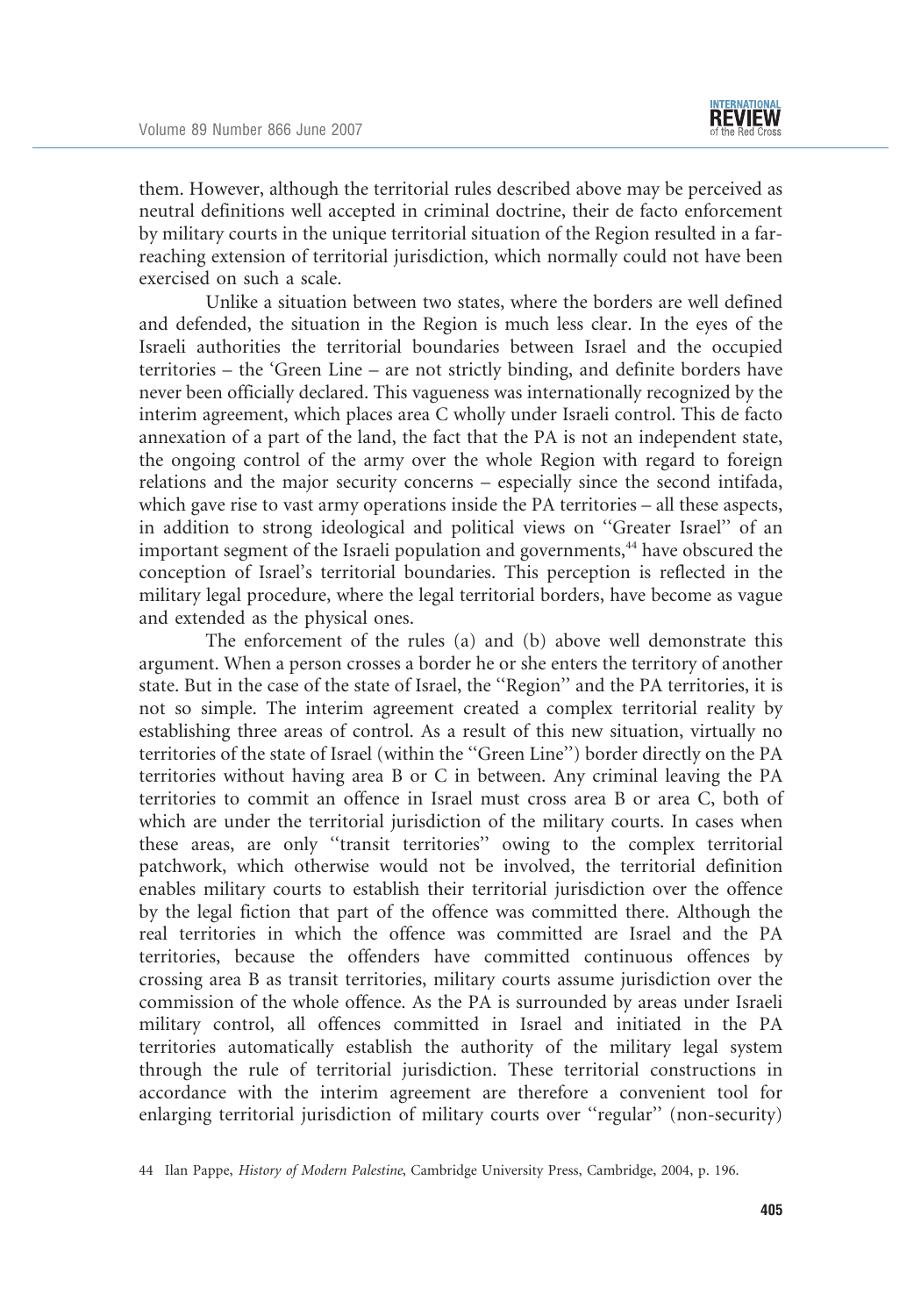them. However, although the territorial rules described above may be perceived as neutral definitions well accepted in criminal doctrine, their de facto enforcement by military courts in the unique territorial situation of the Region resulted in a far-reaching extension of territorial jurisdiction, which normally could not have been exercised on such a scale.

Unlike a situation between two states, where the borders are well defined and defended, the situation in the Region is much less clear. In the eyes of the Israeli authorities the territorial boundaries between Israel and the occupied territories – the 'Green Line – are not strictly binding, and definite borders have never been officially declared. This vagueness was internationally recognized by the interim agreement, which places area C wholly under Israeli control. This de facto annexation of a part of the land, the fact that the PA is not an independent state, the ongoing control of the army over the whole Region with regard to foreign relations and the major security concerns – especially since the second intifada, which gave rise to vast army operations inside the PA territories – all these aspects, in addition to strong ideological and political views on ''Greater Israel'' of an important segment of the Israeli population and governments,[44] have obscured the conception of Israel's territorial boundaries. This perception is reflected in the military legal procedure, where the legal territorial borders, have become as vague and extended as the physical ones.

The enforcement of the rules (a) and (b) above well demonstrate this argument. When a person crosses a border he or she enters the territory of another state. But in the case of the state of Israel, the ''Region'' and the PA territories, it is not so simple. The interim agreement created a complex territorial reality by establishing three areas of control. As a result of this new situation, virtually no territories of the state of Israel (within the ''Green Line'') border directly on the PA territories without having area B or C in between. Any criminal leaving the PA territories to commit an offence in Israel must cross area B or area C, both of which are under the territorial jurisdiction of the military courts. In cases when these areas, are only ''transit territories'' owing to the complex territorial patchwork, which otherwise would not be involved, the territorial definition enables military courts to establish their territorial jurisdiction over the offence by the legal fiction that part of the offence was committed there. Although the real territories in which the offence was committed are Israel and the PA territories, because the offenders have committed continuous offences by crossing area B as transit territories, military courts assume jurisdiction over the commission of the whole offence. As the PA is surrounded by areas under Israeli military control, all offences committed in Israel and initiated in the PA territories automatically establish the authority of the military legal system through the rule of territorial jurisdiction. These territorial constructions in accordance with the interim agreement are therefore a convenient tool for enlarging territorial jurisdiction of military courts over ''regular'' (non-security)

44 Ilan Pappe, *History of Modern Palestine*, Cambridge University Press, Cambridge, 2004, p. 196.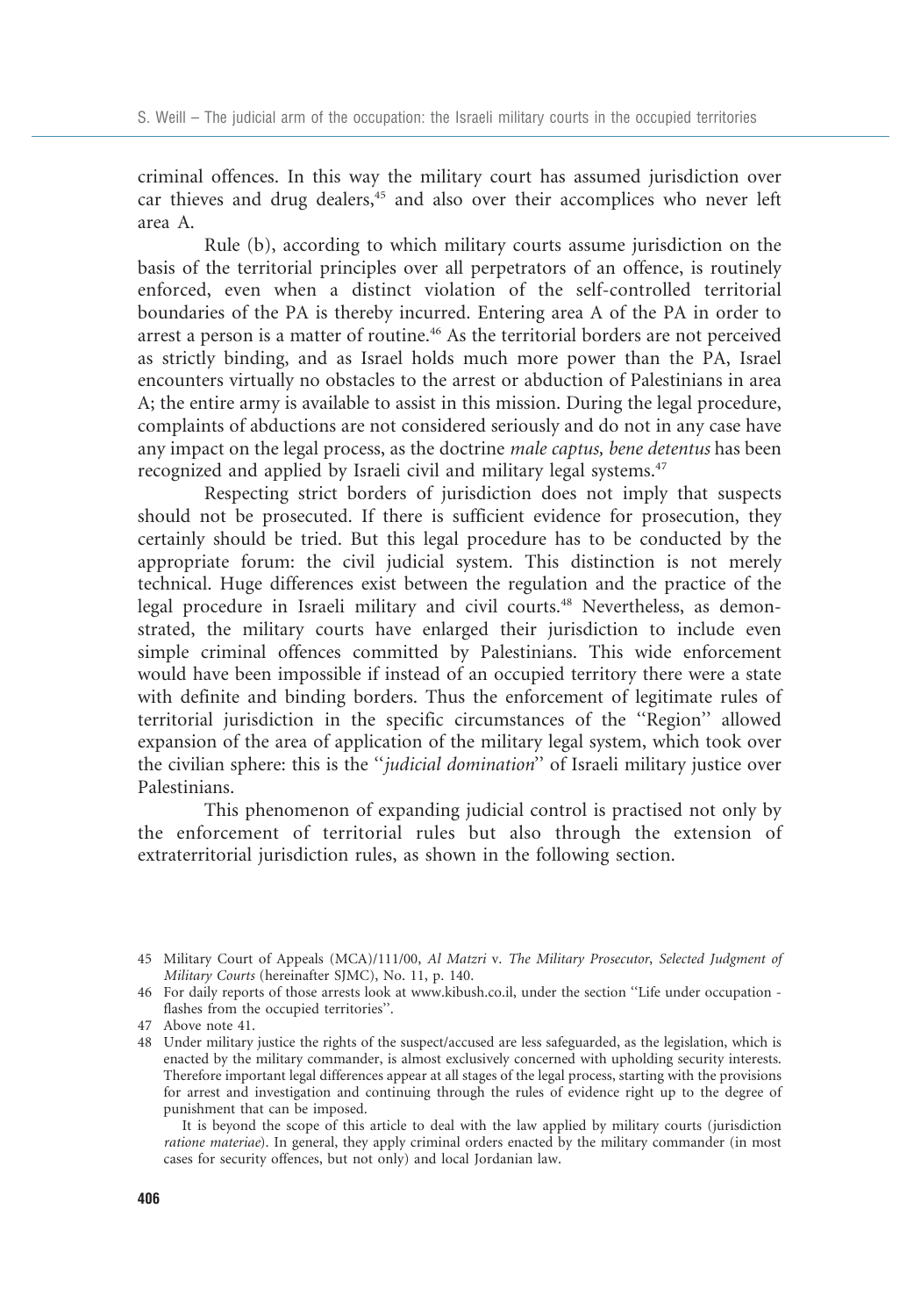criminal offences. In this way the military court has assumed jurisdiction over car thieves and drug dealers,[45] and also over their accomplices who never left area A.

Rule (b), according to which military courts assume jurisdiction on the basis of the territorial principles over all perpetrators of an offence, is routinely enforced, even when a distinct violation of the self-controlled territorial boundaries of the PA is thereby incurred. Entering area A of the PA in order to arrest a person is a matter of routine.[46] As the territorial borders are not perceived as strictly binding, and as Israel holds much more power than the PA, Israel encounters virtually no obstacles to the arrest or abduction of Palestinians in area A; the entire army is available to assist in this mission. During the legal procedure, complaints of abductions are not considered seriously and do not in any case have any impact on the legal process, as the doctrine *male captus, bene detentus* has been recognized and applied by Israeli civil and military legal systems.[47]

Respecting strict borders of jurisdiction does not imply that suspects should not be prosecuted. If there is sufficient evidence for prosecution, they certainly should be tried. But this legal procedure has to be conducted by the appropriate forum: the civil judicial system. This distinction is not merely technical. Huge differences exist between the regulation and the practice of the legal procedure in Israeli military and civil courts.[48] Nevertheless, as demonstrated, the military courts have enlarged their jurisdiction to include even simple criminal offences committed by Palestinians. This wide enforcement would have been impossible if instead of an occupied territory there were a state with definite and binding borders. Thus the enforcement of legitimate rules of territorial jurisdiction in the specific circumstances of the "Region" allowed expansion of the area of application of the military legal system, which took over the civilian sphere: this is the "*judicial domination*" of Israeli military justice over Palestinians.

This phenomenon of expanding judicial control is practised not only by the enforcement of territorial rules but also through the extension of extraterritorial jurisdiction rules, as shown in the following section.

45 Military Court of Appeals (MCA)/111/00, *Al Matzri* v. *The Military Prosecutor*, *Selected Judgment of Military Courts* (hereinafter SJMC), No. 11, p. 140.

46 For daily reports of those arrests look at www.kibush.co.il, under the section "Life under occupation - flashes from the occupied territories".

47 Above note 41.

48 Under military justice the rights of the suspect/accused are less safeguarded, as the legislation, which is enacted by the military commander, is almost exclusively concerned with upholding security interests. Therefore important legal differences appear at all stages of the legal process, starting with the provisions for arrest and investigation and continuing through the rules of evidence right up to the degree of punishment that can be imposed.

It is beyond the scope of this article to deal with the law applied by military courts (jurisdiction *ratione materiae*). In general, they apply criminal orders enacted by the military commander (in most cases for security offences, but not only) and local Jordanian law.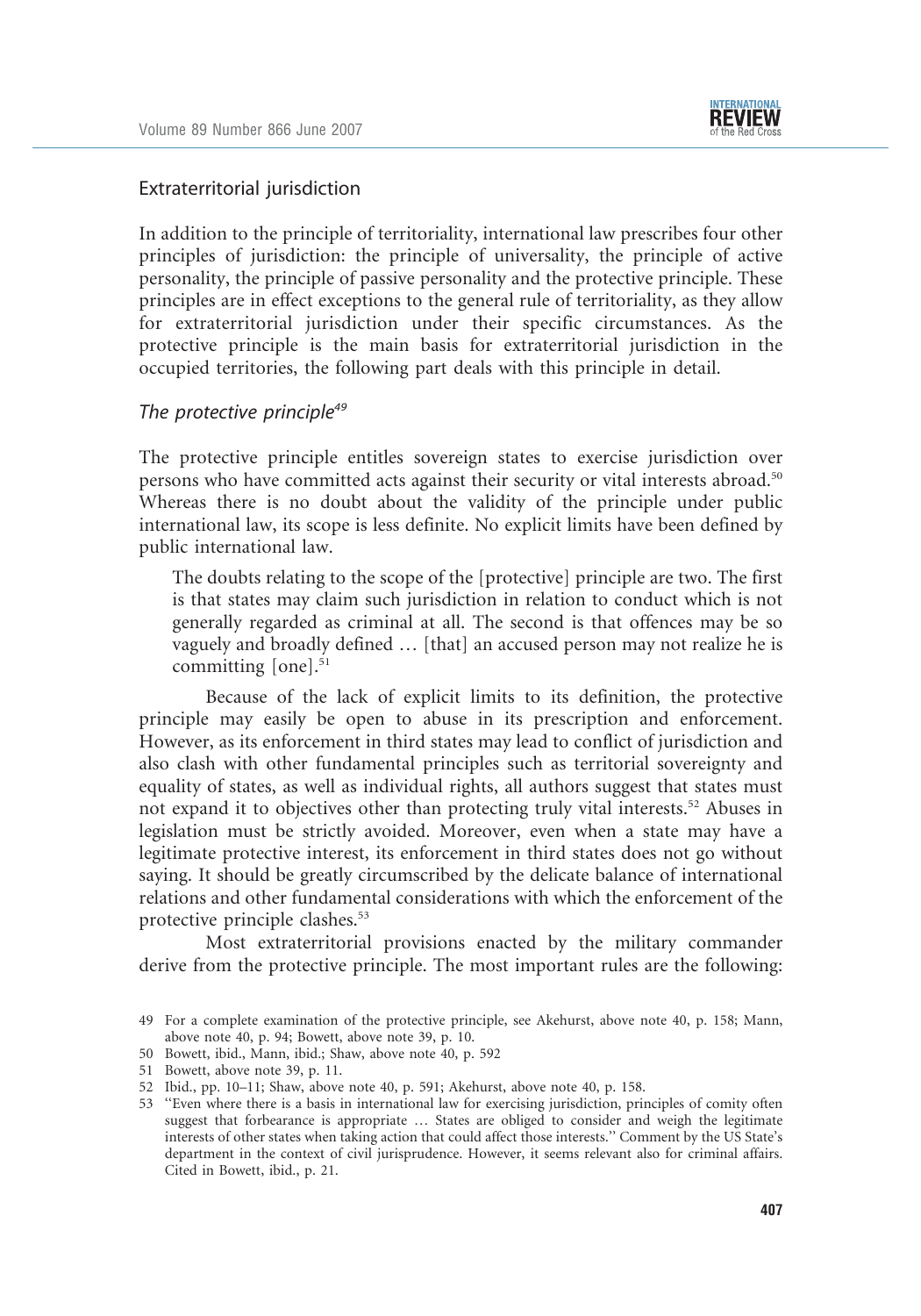## Extraterritorial jurisdiction

In addition to the principle of territoriality, international law prescribes four other principles of jurisdiction: the principle of universality, the principle of active personality, the principle of passive personality and the protective principle. These principles are in effect exceptions to the general rule of territoriality, as they allow for extraterritorial jurisdiction under their specific circumstances. As the protective principle is the main basis for extraterritorial jurisdiction in the occupied territories, the following part deals with this principle in detail.

### *The protective principle*[49]

The protective principle entitles sovereign states to exercise jurisdiction over persons who have committed acts against their security or vital interests abroad.[50] Whereas there is no doubt about the validity of the principle under public international law, its scope is less definite. No explicit limits have been defined by public international law.

> The doubts relating to the scope of the [protective] principle are two. The first is that states may claim such jurisdiction in relation to conduct which is not generally regarded as criminal at all. The second is that offences may be so vaguely and broadly defined … [that] an accused person may not realize he is committing [one].[51]

Because of the lack of explicit limits to its definition, the protective principle may easily be open to abuse in its prescription and enforcement. However, as its enforcement in third states may lead to conflict of jurisdiction and also clash with other fundamental principles such as territorial sovereignty and equality of states, as well as individual rights, all authors suggest that states must not expand it to objectives other than protecting truly vital interests.[52] Abuses in legislation must be strictly avoided. Moreover, even when a state may have a legitimate protective interest, its enforcement in third states does not go without saying. It should be greatly circumscribed by the delicate balance of international relations and other fundamental considerations with which the enforcement of the protective principle clashes.[53]

Most extraterritorial provisions enacted by the military commander derive from the protective principle. The most important rules are the following:

---

49 For a complete examination of the protective principle, see Akehurst, above note 40, p. 158; Mann, above note 40, p. 94; Bowett, above note 39, p. 10.

50 Bowett, ibid., Mann, ibid.; Shaw, above note 40, p. 592

51 Bowett, above note 39, p. 11.

52 Ibid., pp. 10–11; Shaw, above note 40, p. 591; Akehurst, above note 40, p. 158.

53 "Even where there is a basis in international law for exercising jurisdiction, principles of comity often suggest that forbearance is appropriate … States are obliged to consider and weigh the legitimate interests of other states when taking action that could affect those interests." Comment by the US State's department in the context of civil jurisprudence. However, it seems relevant also for criminal affairs. Cited in Bowett, ibid., p. 21.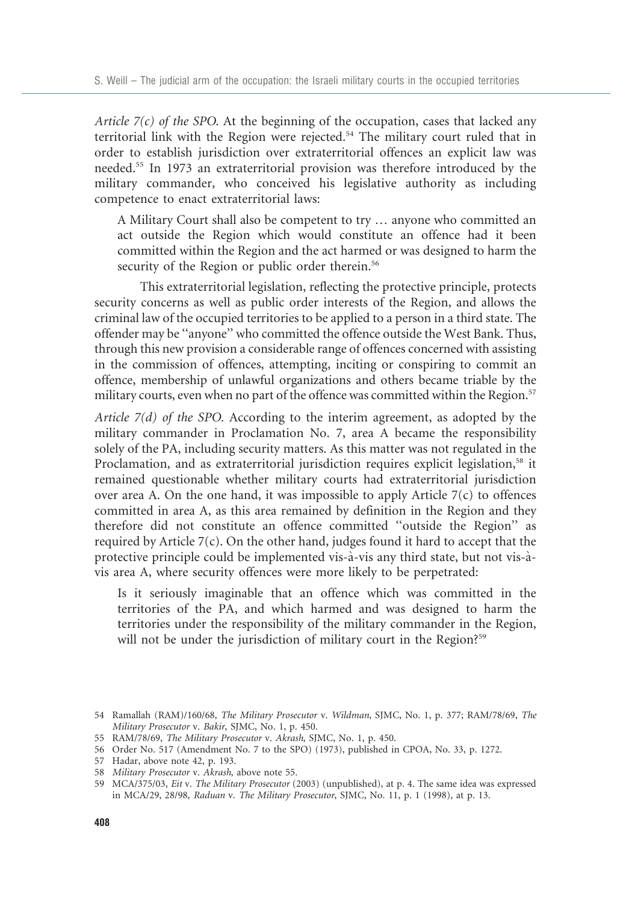*Article 7(c) of the SPO.* At the beginning of the occupation, cases that lacked any territorial link with the Region were rejected.[54] The military court ruled that in order to establish jurisdiction over extraterritorial offences an explicit law was needed.[55] In 1973 an extraterritorial provision was therefore introduced by the military commander, who conceived his legislative authority as including competence to enact extraterritorial laws:

> A Military Court shall also be competent to try … anyone who committed an act outside the Region which would constitute an offence had it been committed within the Region and the act harmed or was designed to harm the security of the Region or public order therein.[56]

This extraterritorial legislation, reflecting the protective principle, protects security concerns as well as public order interests of the Region, and allows the criminal law of the occupied territories to be applied to a person in a third state. The offender may be "anyone" who committed the offence outside the West Bank. Thus, through this new provision a considerable range of offences concerned with assisting in the commission of offences, attempting, inciting or conspiring to commit an offence, membership of unlawful organizations and others became triable by the military courts, even when no part of the offence was committed within the Region.[57]

*Article 7(d) of the SPO.* According to the interim agreement, as adopted by the military commander in Proclamation No. 7, area A became the responsibility solely of the PA, including security matters. As this matter was not regulated in the Proclamation, and as extraterritorial jurisdiction requires explicit legislation,[58] it remained questionable whether military courts had extraterritorial jurisdiction over area A. On the one hand, it was impossible to apply Article 7(c) to offences committed in area A, as this area remained by definition in the Region and they therefore did not constitute an offence committed "outside the Region" as required by Article 7(c). On the other hand, judges found it hard to accept that the protective principle could be implemented vis-à-vis any third state, but not vis-à-vis area A, where security offences were more likely to be perpetrated:

> Is it seriously imaginable that an offence which was committed in the territories of the PA, and which harmed and was designed to harm the territories under the responsibility of the military commander in the Region, will not be under the jurisdiction of military court in the Region?[59]

---

54 Ramallah (RAM)/160/68, *The Military Prosecutor* v. *Wildman*, SJMC, No. 1, p. 377; RAM/78/69, *The Military Prosecutor* v. *Bakir*, SJMC, No. 1, p. 450.

55 RAM/78/69, *The Military Prosecutor* v. *Akrash*, SJMC, No. 1, p. 450.

56 Order No. 517 (Amendment No. 7 to the SPO) (1973), published in CPOA, No. 33, p. 1272.

57 Hadar, above note 42, p. 193.

58 *Military Prosecutor* v. *Akrash*, above note 55.

59 MCA/375/03, *Eit* v. *The Military Prosecutor* (2003) (unpublished), at p. 4. The same idea was expressed in MCA/29, 28/98, *Raduan* v. *The Military Prosecutor*, SJMC, No. 11, p. 1 (1998), at p. 13.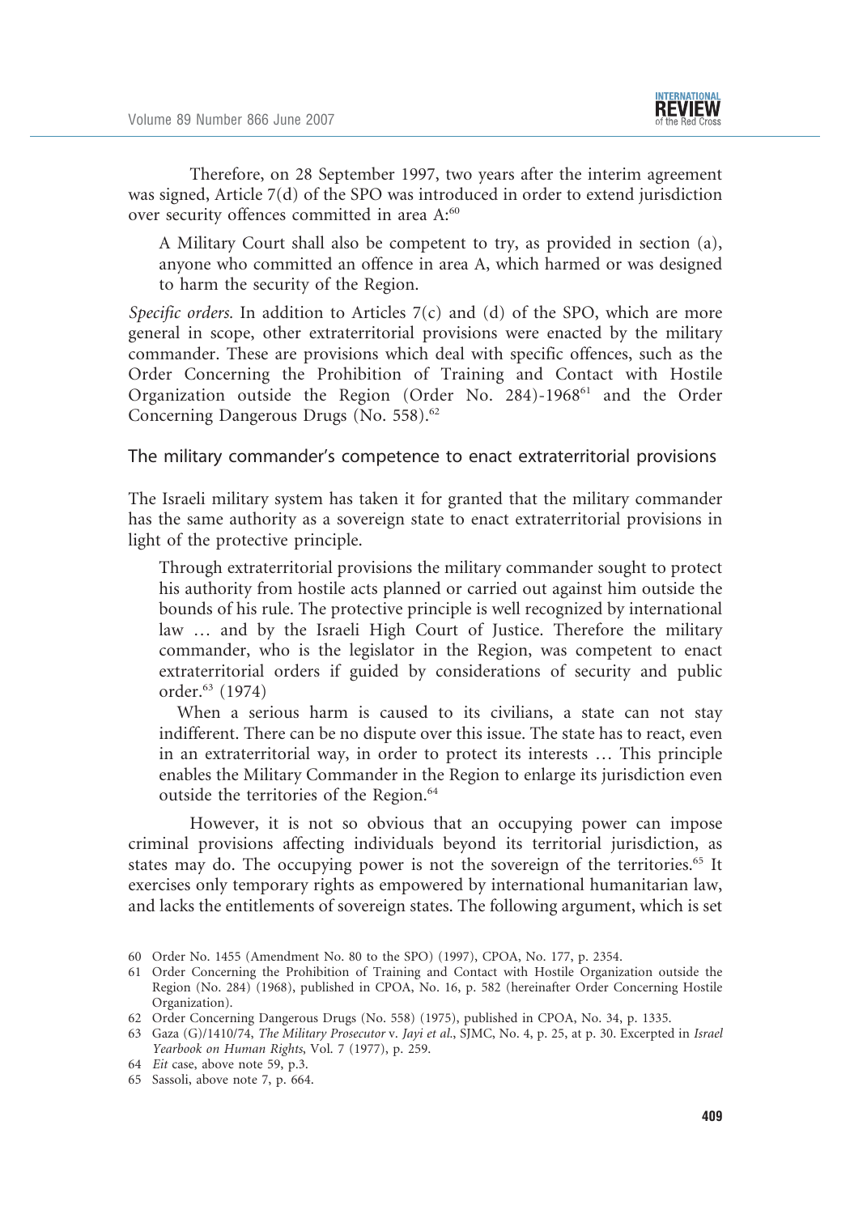Therefore, on 28 September 1997, two years after the interim agreement was signed, Article 7(d) of the SPO was introduced in order to extend jurisdiction over security offences committed in area A:[60]

> A Military Court shall also be competent to try, as provided in section (a), anyone who committed an offence in area A, which harmed or was designed to harm the security of the Region.

*Specific orders.* In addition to Articles 7(c) and (d) of the SPO, which are more general in scope, other extraterritorial provisions were enacted by the military commander. These are provisions which deal with specific offences, such as the Order Concerning the Prohibition of Training and Contact with Hostile Organization outside the Region (Order No. 284)-1968[61] and the Order Concerning Dangerous Drugs (No. 558).[62]

### The military commander's competence to enact extraterritorial provisions

The Israeli military system has taken it for granted that the military commander has the same authority as a sovereign state to enact extraterritorial provisions in light of the protective principle.

> Through extraterritorial provisions the military commander sought to protect his authority from hostile acts planned or carried out against him outside the bounds of his rule. The protective principle is well recognized by international law … and by the Israeli High Court of Justice. Therefore the military commander, who is the legislator in the Region, was competent to enact extraterritorial orders if guided by considerations of security and public order.[63] (1974)
>
> When a serious harm is caused to its civilians, a state can not stay indifferent. There can be no dispute over this issue. The state has to react, even in an extraterritorial way, in order to protect its interests … This principle enables the Military Commander in the Region to enlarge its jurisdiction even outside the territories of the Region.[64]

However, it is not so obvious that an occupying power can impose criminal provisions affecting individuals beyond its territorial jurisdiction, as states may do. The occupying power is not the sovereign of the territories.[65] It exercises only temporary rights as empowered by international humanitarian law, and lacks the entitlements of sovereign states. The following argument, which is set

---

60 Order No. 1455 (Amendment No. 80 to the SPO) (1997), CPOA, No. 177, p. 2354.

61 Order Concerning the Prohibition of Training and Contact with Hostile Organization outside the Region (No. 284) (1968), published in CPOA, No. 16, p. 582 (hereinafter Order Concerning Hostile Organization).

62 Order Concerning Dangerous Drugs (No. 558) (1975), published in CPOA, No. 34, p. 1335.

63 Gaza (G)/1410/74, *The Military Prosecutor* v. *Jayi et al.*, SJMC, No. 4, p. 25, at p. 30. Excerpted in *Israel Yearbook on Human Rights*, Vol. 7 (1977), p. 259.

64 *Eit* case, above note 59, p.3.

65 Sassoli, above note 7, p. 664.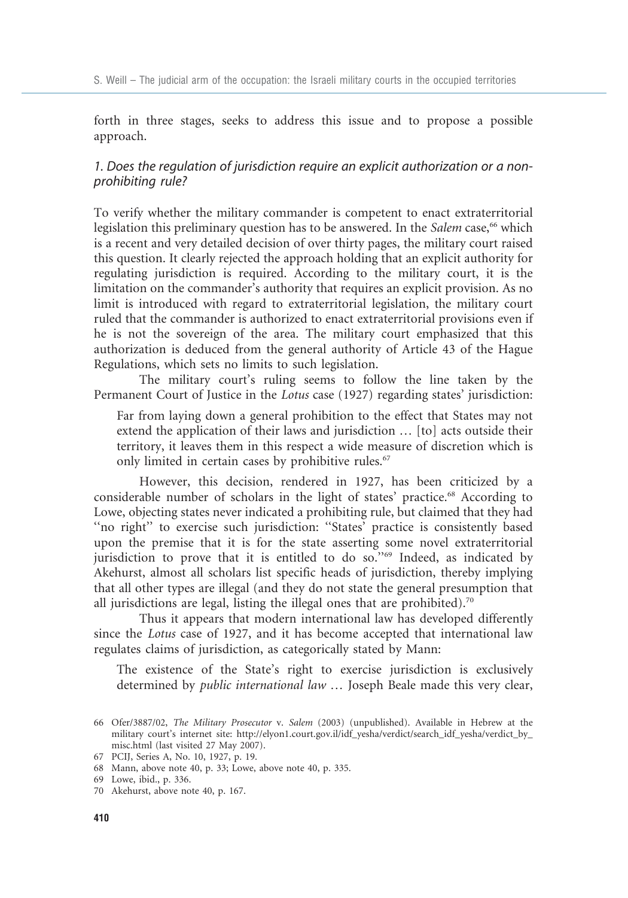forth in three stages, seeks to address this issue and to propose a possible approach.

### *1. Does the regulation of jurisdiction require an explicit authorization or a non-prohibiting rule?*

To verify whether the military commander is competent to enact extraterritorial legislation this preliminary question has to be answered. In the *Salem* case,[66] which is a recent and very detailed decision of over thirty pages, the military court raised this question. It clearly rejected the approach holding that an explicit authority for regulating jurisdiction is required. According to the military court, it is the limitation on the commander's authority that requires an explicit provision. As no limit is introduced with regard to extraterritorial legislation, the military court ruled that the commander is authorized to enact extraterritorial provisions even if he is not the sovereign of the area. The military court emphasized that this authorization is deduced from the general authority of Article 43 of the Hague Regulations, which sets no limits to such legislation.

The military court's ruling seems to follow the line taken by the Permanent Court of Justice in the *Lotus* case (1927) regarding states' jurisdiction:

> Far from laying down a general prohibition to the effect that States may not extend the application of their laws and jurisdiction … [to] acts outside their territory, it leaves them in this respect a wide measure of discretion which is only limited in certain cases by prohibitive rules.[67]

However, this decision, rendered in 1927, has been criticized by a considerable number of scholars in the light of states' practice.[68] According to Lowe, objecting states never indicated a prohibiting rule, but claimed that they had "no right" to exercise such jurisdiction: "States' practice is consistently based upon the premise that it is for the state asserting some novel extraterritorial jurisdiction to prove that it is entitled to do so."[69] Indeed, as indicated by Akehurst, almost all scholars list specific heads of jurisdiction, thereby implying that all other types are illegal (and they do not state the general presumption that all jurisdictions are legal, listing the illegal ones that are prohibited).[70]

Thus it appears that modern international law has developed differently since the *Lotus* case of 1927, and it has become accepted that international law regulates claims of jurisdiction, as categorically stated by Mann:

> The existence of the State's right to exercise jurisdiction is exclusively determined by *public international law* … Joseph Beale made this very clear,

66 Ofer/3887/02, *The Military Prosecutor* v. *Salem* (2003) (unpublished). Available in Hebrew at the military court's internet site: http://elyon1.court.gov.il/idf_yesha/verdict/search_idf_yesha/verdict_by_misc.html (last visited 27 May 2007).

67 PCIJ, Series A, No. 10, 1927, p. 19.

68 Mann, above note 40, p. 33; Lowe, above note 40, p. 335.

69 Lowe, ibid., p. 336.

70 Akehurst, above note 40, p. 167.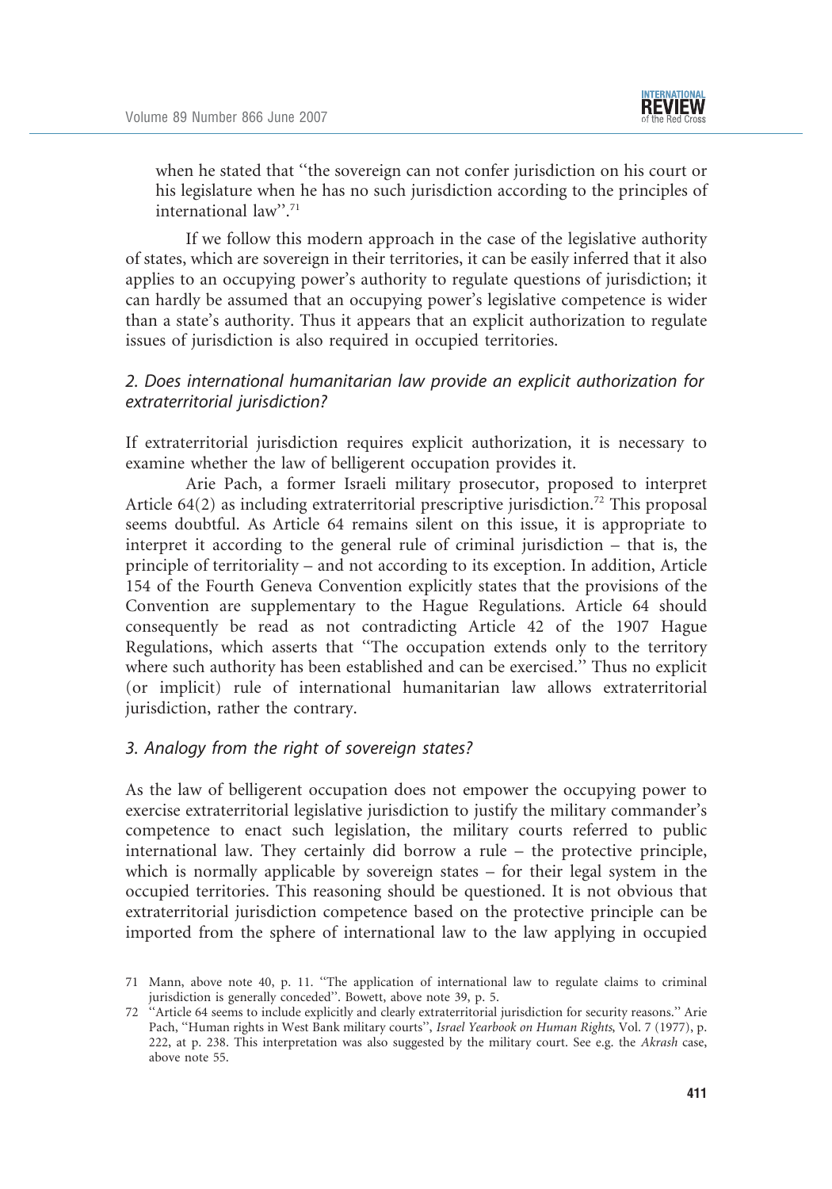when he stated that "the sovereign can not confer jurisdiction on his court or his legislature when he has no such jurisdiction according to the principles of international law".[71]

If we follow this modern approach in the case of the legislative authority of states, which are sovereign in their territories, it can be easily inferred that it also applies to an occupying power's authority to regulate questions of jurisdiction; it can hardly be assumed that an occupying power's legislative competence is wider than a state's authority. Thus it appears that an explicit authorization to regulate issues of jurisdiction is also required in occupied territories.

### *2. Does international humanitarian law provide an explicit authorization for extraterritorial jurisdiction?*

If extraterritorial jurisdiction requires explicit authorization, it is necessary to examine whether the law of belligerent occupation provides it.

Arie Pach, a former Israeli military prosecutor, proposed to interpret Article 64(2) as including extraterritorial prescriptive jurisdiction.[72] This proposal seems doubtful. As Article 64 remains silent on this issue, it is appropriate to interpret it according to the general rule of criminal jurisdiction – that is, the principle of territoriality – and not according to its exception. In addition, Article 154 of the Fourth Geneva Convention explicitly states that the provisions of the Convention are supplementary to the Hague Regulations. Article 64 should consequently be read as not contradicting Article 42 of the 1907 Hague Regulations, which asserts that "The occupation extends only to the territory where such authority has been established and can be exercised." Thus no explicit (or implicit) rule of international humanitarian law allows extraterritorial jurisdiction, rather the contrary.

### *3. Analogy from the right of sovereign states?*

As the law of belligerent occupation does not empower the occupying power to exercise extraterritorial legislative jurisdiction to justify the military commander's competence to enact such legislation, the military courts referred to public international law. They certainly did borrow a rule – the protective principle, which is normally applicable by sovereign states – for their legal system in the occupied territories. This reasoning should be questioned. It is not obvious that extraterritorial jurisdiction competence based on the protective principle can be imported from the sphere of international law to the law applying in occupied

---

71 Mann, above note 40, p. 11. "The application of international law to regulate claims to criminal jurisdiction is generally conceded". Bowett, above note 39, p. 5.

72 "Article 64 seems to include explicitly and clearly extraterritorial jurisdiction for security reasons." Arie Pach, "Human rights in West Bank military courts", *Israel Yearbook on Human Rights*, Vol. 7 (1977), p. 222, at p. 238. This interpretation was also suggested by the military court. See e.g. the *Akrash* case, above note 55.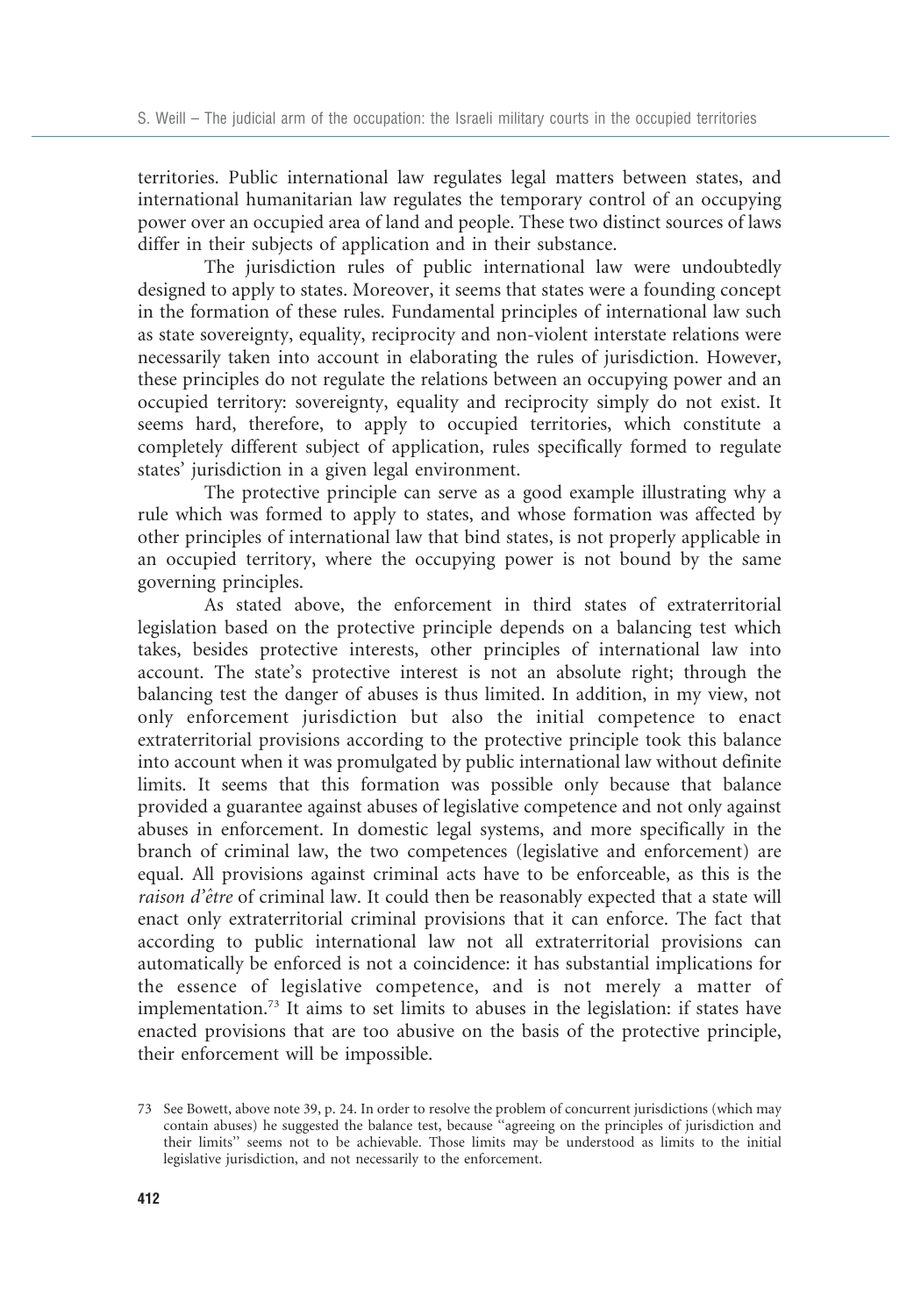territories. Public international law regulates legal matters between states, and international humanitarian law regulates the temporary control of an occupying power over an occupied area of land and people. These two distinct sources of laws differ in their subjects of application and in their substance.

The jurisdiction rules of public international law were undoubtedly designed to apply to states. Moreover, it seems that states were a founding concept in the formation of these rules. Fundamental principles of international law such as state sovereignty, equality, reciprocity and non-violent interstate relations were necessarily taken into account in elaborating the rules of jurisdiction. However, these principles do not regulate the relations between an occupying power and an occupied territory: sovereignty, equality and reciprocity simply do not exist. It seems hard, therefore, to apply to occupied territories, which constitute a completely different subject of application, rules specifically formed to regulate states' jurisdiction in a given legal environment.

The protective principle can serve as a good example illustrating why a rule which was formed to apply to states, and whose formation was affected by other principles of international law that bind states, is not properly applicable in an occupied territory, where the occupying power is not bound by the same governing principles.

As stated above, the enforcement in third states of extraterritorial legislation based on the protective principle depends on a balancing test which takes, besides protective interests, other principles of international law into account. The state's protective interest is not an absolute right; through the balancing test the danger of abuses is thus limited. In addition, in my view, not only enforcement jurisdiction but also the initial competence to enact extraterritorial provisions according to the protective principle took this balance into account when it was promulgated by public international law without definite limits. It seems that this formation was possible only because that balance provided a guarantee against abuses of legislative competence and not only against abuses in enforcement. In domestic legal systems, and more specifically in the branch of criminal law, the two competences (legislative and enforcement) are equal. All provisions against criminal acts have to be enforceable, as this is the *raison d'être* of criminal law. It could then be reasonably expected that a state will enact only extraterritorial criminal provisions that it can enforce. The fact that according to public international law not all extraterritorial provisions can automatically be enforced is not a coincidence: it has substantial implications for the essence of legislative competence, and is not merely a matter of implementation.[73] It aims to set limits to abuses in the legislation: if states have enacted provisions that are too abusive on the basis of the protective principle, their enforcement will be impossible.

73 See Bowett, above note 39, p. 24. In order to resolve the problem of concurrent jurisdictions (which may contain abuses) he suggested the balance test, because "agreeing on the principles of jurisdiction and their limits" seems not to be achievable. Those limits may be understood as limits to the initial legislative jurisdiction, and not necessarily to the enforcement.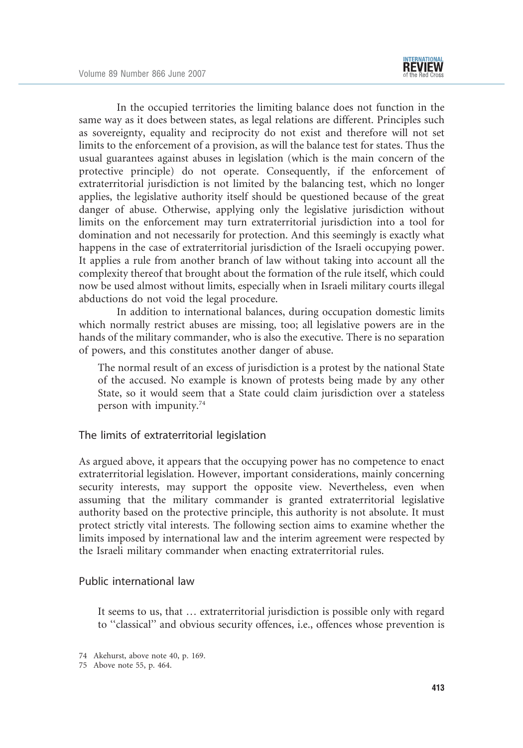In the occupied territories the limiting balance does not function in the same way as it does between states, as legal relations are different. Principles such as sovereignty, equality and reciprocity do not exist and therefore will not set limits to the enforcement of a provision, as will the balance test for states. Thus the usual guarantees against abuses in legislation (which is the main concern of the protective principle) do not operate. Consequently, if the enforcement of extraterritorial jurisdiction is not limited by the balancing test, which no longer applies, the legislative authority itself should be questioned because of the great danger of abuse. Otherwise, applying only the legislative jurisdiction without limits on the enforcement may turn extraterritorial jurisdiction into a tool for domination and not necessarily for protection. And this seemingly is exactly what happens in the case of extraterritorial jurisdiction of the Israeli occupying power. It applies a rule from another branch of law without taking into account all the complexity thereof that brought about the formation of the rule itself, which could now be used almost without limits, especially when in Israeli military courts illegal abductions do not void the legal procedure.

In addition to international balances, during occupation domestic limits which normally restrict abuses are missing, too; all legislative powers are in the hands of the military commander, who is also the executive. There is no separation of powers, and this constitutes another danger of abuse.

> The normal result of an excess of jurisdiction is a protest by the national State of the accused. No example is known of protests being made by any other State, so it would seem that a State could claim jurisdiction over a stateless person with impunity.[74]

## The limits of extraterritorial legislation

As argued above, it appears that the occupying power has no competence to enact extraterritorial legislation. However, important considerations, mainly concerning security interests, may support the opposite view. Nevertheless, even when assuming that the military commander is granted extraterritorial legislative authority based on the protective principle, this authority is not absolute. It must protect strictly vital interests. The following section aims to examine whether the limits imposed by international law and the interim agreement were respected by the Israeli military commander when enacting extraterritorial rules.

### Public international law

> It seems to us, that … extraterritorial jurisdiction is possible only with regard to "classical" and obvious security offences, i.e., offences whose prevention is

74 Akehurst, above note 40, p. 169.

75 Above note 55, p. 464.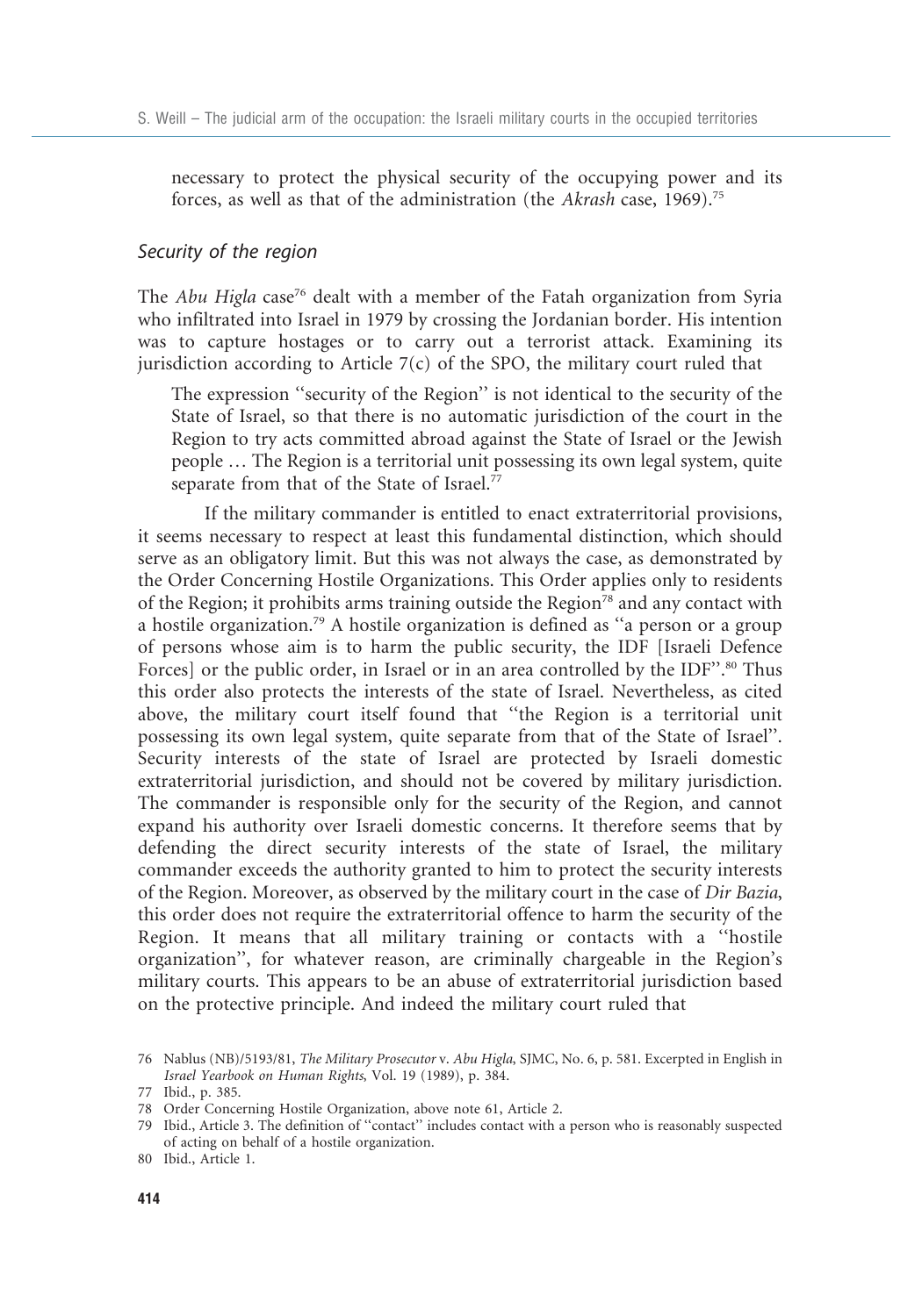necessary to protect the physical security of the occupying power and its forces, as well as that of the administration (the *Akrash* case, 1969).[75]

### Security of the region

The *Abu Higla* case[76] dealt with a member of the Fatah organization from Syria who infiltrated into Israel in 1979 by crossing the Jordanian border. His intention was to capture hostages or to carry out a terrorist attack. Examining its jurisdiction according to Article 7(c) of the SPO, the military court ruled that

> The expression ''security of the Region'' is not identical to the security of the State of Israel, so that there is no automatic jurisdiction of the court in the Region to try acts committed abroad against the State of Israel or the Jewish people … The Region is a territorial unit possessing its own legal system, quite separate from that of the State of Israel.[77]

If the military commander is entitled to enact extraterritorial provisions, it seems necessary to respect at least this fundamental distinction, which should serve as an obligatory limit. But this was not always the case, as demonstrated by the Order Concerning Hostile Organizations. This Order applies only to residents of the Region; it prohibits arms training outside the Region[78] and any contact with a hostile organization.[79] A hostile organization is defined as ''a person or a group of persons whose aim is to harm the public security, the IDF [Israeli Defence Forces] or the public order, in Israel or in an area controlled by the IDF''.[80] Thus this order also protects the interests of the state of Israel. Nevertheless, as cited above, the military court itself found that ''the Region is a territorial unit possessing its own legal system, quite separate from that of the State of Israel''. Security interests of the state of Israel are protected by Israeli domestic extraterritorial jurisdiction, and should not be covered by military jurisdiction. The commander is responsible only for the security of the Region, and cannot expand his authority over Israeli domestic concerns. It therefore seems that by defending the direct security interests of the state of Israel, the military commander exceeds the authority granted to him to protect the security interests of the Region. Moreover, as observed by the military court in the case of *Dir Bazia*, this order does not require the extraterritorial offence to harm the security of the Region. It means that all military training or contacts with a ''hostile organization'', for whatever reason, are criminally chargeable in the Region's military courts. This appears to be an abuse of extraterritorial jurisdiction based on the protective principle. And indeed the military court ruled that

---

76 Nablus (NB)/5193/81, *The Military Prosecutor* v. *Abu Higla*, SJMC, No. 6, p. 581. Excerpted in English in *Israel Yearbook on Human Rights*, Vol. 19 (1989), p. 384.

77 Ibid., p. 385.

78 Order Concerning Hostile Organization, above note 61, Article 2.

79 Ibid., Article 3. The definition of ''contact'' includes contact with a person who is reasonably suspected of acting on behalf of a hostile organization.

80 Ibid., Article 1.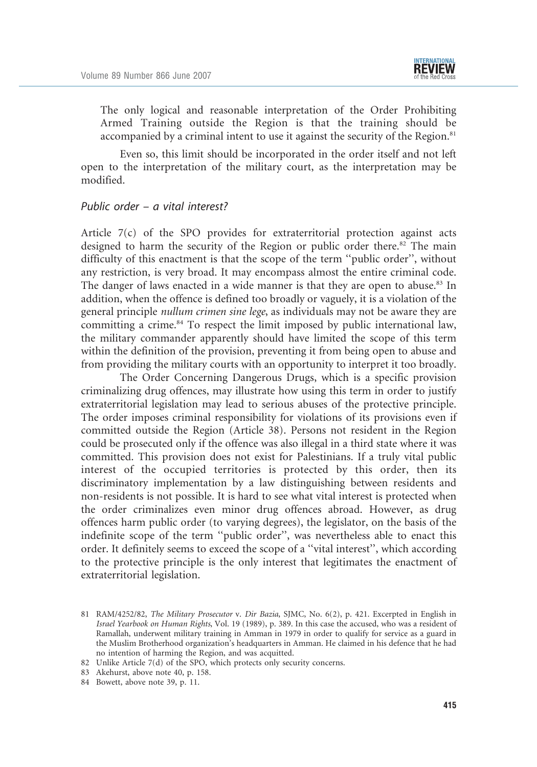> The only logical and reasonable interpretation of the Order Prohibiting Armed Training outside the Region is that the training should be accompanied by a criminal intent to use it against the security of the Region.[81]

Even so, this limit should be incorporated in the order itself and not left open to the interpretation of the military court, as the interpretation may be modified.

### *Public order – a vital interest?*

Article 7(c) of the SPO provides for extraterritorial protection against acts designed to harm the security of the Region or public order there.[82] The main difficulty of this enactment is that the scope of the term "public order", without any restriction, is very broad. It may encompass almost the entire criminal code. The danger of laws enacted in a wide manner is that they are open to abuse.[83] In addition, when the offence is defined too broadly or vaguely, it is a violation of the general principle *nullum crimen sine lege*, as individuals may not be aware they are committing a crime.[84] To respect the limit imposed by public international law, the military commander apparently should have limited the scope of this term within the definition of the provision, preventing it from being open to abuse and from providing the military courts with an opportunity to interpret it too broadly.

The Order Concerning Dangerous Drugs, which is a specific provision criminalizing drug offences, may illustrate how using this term in order to justify extraterritorial legislation may lead to serious abuses of the protective principle. The order imposes criminal responsibility for violations of its provisions even if committed outside the Region (Article 38). Persons not resident in the Region could be prosecuted only if the offence was also illegal in a third state where it was committed. This provision does not exist for Palestinians. If a truly vital public interest of the occupied territories is protected by this order, then its discriminatory implementation by a law distinguishing between residents and non-residents is not possible. It is hard to see what vital interest is protected when the order criminalizes even minor drug offences abroad. However, as drug offences harm public order (to varying degrees), the legislator, on the basis of the indefinite scope of the term "public order", was nevertheless able to enact this order. It definitely seems to exceed the scope of a "vital interest", which according to the protective principle is the only interest that legitimates the enactment of extraterritorial legislation.

---

81 RAM/4252/82, *The Military Prosecutor* v. *Dir Bazia*, SJMC, No. 6(2), p. 421. Excerpted in English in *Israel Yearbook on Human Rights*, Vol. 19 (1989), p. 389. In this case the accused, who was a resident of Ramallah, underwent military training in Amman in 1979 in order to qualify for service as a guard in the Muslim Brotherhood organization's headquarters in Amman. He claimed in his defence that he had no intention of harming the Region, and was acquitted.

82 Unlike Article 7(d) of the SPO, which protects only security concerns.

83 Akehurst, above note 40, p. 158.

84 Bowett, above note 39, p. 11.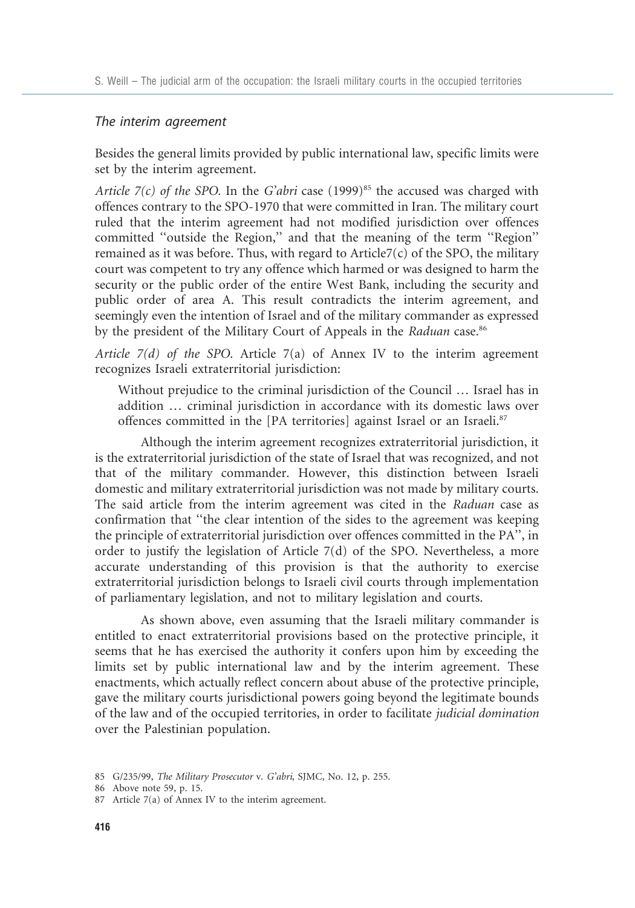### *The interim agreement*

Besides the general limits provided by public international law, specific limits were set by the interim agreement.

*Article 7(c) of the SPO.* In the *G'abri* case (1999)[85] the accused was charged with offences contrary to the SPO-1970 that were committed in Iran. The military court ruled that the interim agreement had not modified jurisdiction over offences committed ''outside the Region,'' and that the meaning of the term ''Region'' remained as it was before. Thus, with regard to Article7(c) of the SPO, the military court was competent to try any offence which harmed or was designed to harm the security or the public order of the entire West Bank, including the security and public order of area A. This result contradicts the interim agreement, and seemingly even the intention of Israel and of the military commander as expressed by the president of the Military Court of Appeals in the *Raduan* case.[86]

*Article 7(d) of the SPO.* Article 7(a) of Annex IV to the interim agreement recognizes Israeli extraterritorial jurisdiction:

> Without prejudice to the criminal jurisdiction of the Council … Israel has in addition … criminal jurisdiction in accordance with its domestic laws over offences committed in the [PA territories] against Israel or an Israeli.[87]

Although the interim agreement recognizes extraterritorial jurisdiction, it is the extraterritorial jurisdiction of the state of Israel that was recognized, and not that of the military commander. However, this distinction between Israeli domestic and military extraterritorial jurisdiction was not made by military courts. The said article from the interim agreement was cited in the *Raduan* case as confirmation that ''the clear intention of the sides to the agreement was keeping the principle of extraterritorial jurisdiction over offences committed in the PA'', in order to justify the legislation of Article 7(d) of the SPO. Nevertheless, a more accurate understanding of this provision is that the authority to exercise extraterritorial jurisdiction belongs to Israeli civil courts through implementation of parliamentary legislation, and not to military legislation and courts.

As shown above, even assuming that the Israeli military commander is entitled to enact extraterritorial provisions based on the protective principle, it seems that he has exercised the authority it confers upon him by exceeding the limits set by public international law and by the interim agreement. These enactments, which actually reflect concern about abuse of the protective principle, gave the military courts jurisdictional powers going beyond the legitimate bounds of the law and of the occupied territories, in order to facilitate *judicial domination* over the Palestinian population.

---

85 G/235/99, *The Military Prosecutor* v. *G'abri*, SJMC, No. 12, p. 255.

86 Above note 59, p. 15.

87 Article 7(a) of Annex IV to the interim agreement.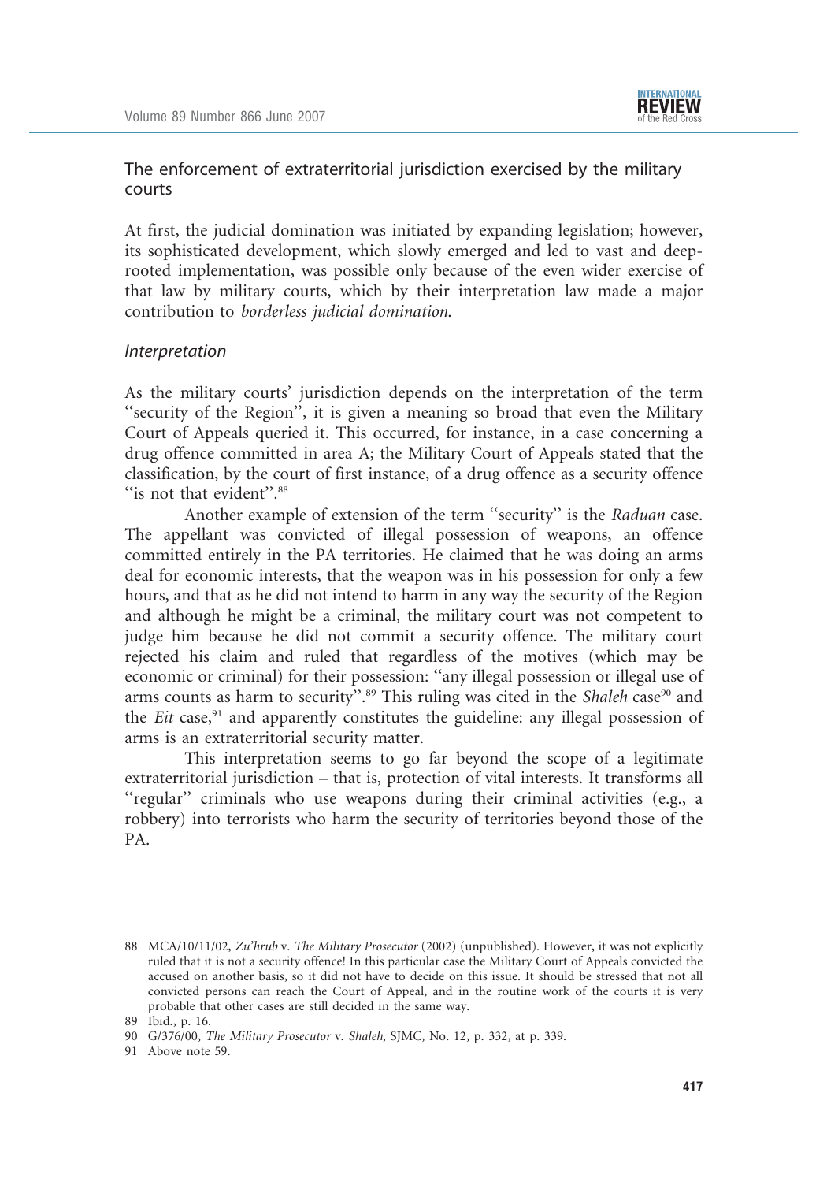## The enforcement of extraterritorial jurisdiction exercised by the military courts

At first, the judicial domination was initiated by expanding legislation; however, its sophisticated development, which slowly emerged and led to vast and deep-rooted implementation, was possible only because of the even wider exercise of that law by military courts, which by their interpretation law made a major contribution to *borderless judicial domination.*

### *Interpretation*

As the military courts' jurisdiction depends on the interpretation of the term "security of the Region", it is given a meaning so broad that even the Military Court of Appeals queried it. This occurred, for instance, in a case concerning a drug offence committed in area A; the Military Court of Appeals stated that the classification, by the court of first instance, of a drug offence as a security offence "is not that evident".[88]

Another example of extension of the term "security" is the *Raduan* case. The appellant was convicted of illegal possession of weapons, an offence committed entirely in the PA territories. He claimed that he was doing an arms deal for economic interests, that the weapon was in his possession for only a few hours, and that as he did not intend to harm in any way the security of the Region and although he might be a criminal, the military court was not competent to judge him because he did not commit a security offence. The military court rejected his claim and ruled that regardless of the motives (which may be economic or criminal) for their possession: "any illegal possession or illegal use of arms counts as harm to security".[89] This ruling was cited in the *Shaleh* case[90] and the *Eit* case,[91] and apparently constitutes the guideline: any illegal possession of arms is an extraterritorial security matter.

This interpretation seems to go far beyond the scope of a legitimate extraterritorial jurisdiction – that is, protection of vital interests. It transforms all "regular" criminals who use weapons during their criminal activities (e.g., a robbery) into terrorists who harm the security of territories beyond those of the PA.

---

88 MCA/10/11/02, *Zu'hrub* v. *The Military Prosecutor* (2002) (unpublished). However, it was not explicitly ruled that it is not a security offence! In this particular case the Military Court of Appeals convicted the accused on another basis, so it did not have to decide on this issue. It should be stressed that not all convicted persons can reach the Court of Appeal, and in the routine work of the courts it is very probable that other cases are still decided in the same way.

89 Ibid., p. 16.

90 G/376/00, *The Military Prosecutor* v. *Shaleh*, SJMC, No. 12, p. 332, at p. 339.

91 Above note 59.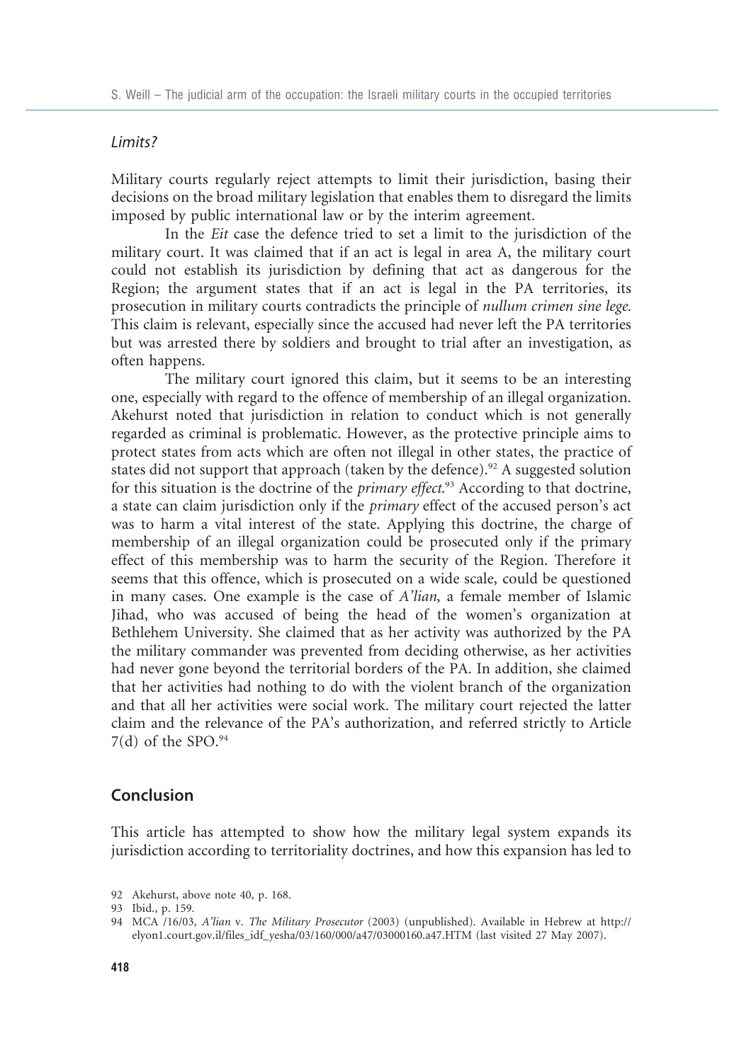### *Limits?*

Military courts regularly reject attempts to limit their jurisdiction, basing their decisions on the broad military legislation that enables them to disregard the limits imposed by public international law or by the interim agreement.

In the *Eit* case the defence tried to set a limit to the jurisdiction of the military court. It was claimed that if an act is legal in area A, the military court could not establish its jurisdiction by defining that act as dangerous for the Region; the argument states that if an act is legal in the PA territories, its prosecution in military courts contradicts the principle of *nullum crimen sine lege.* This claim is relevant, especially since the accused had never left the PA territories but was arrested there by soldiers and brought to trial after an investigation, as often happens.

The military court ignored this claim, but it seems to be an interesting one, especially with regard to the offence of membership of an illegal organization. Akehurst noted that jurisdiction in relation to conduct which is not generally regarded as criminal is problematic. However, as the protective principle aims to protect states from acts which are often not illegal in other states, the practice of states did not support that approach (taken by the defence).[92] A suggested solution for this situation is the doctrine of the *primary effect.*[93] According to that doctrine, a state can claim jurisdiction only if the *primary* effect of the accused person's act was to harm a vital interest of the state. Applying this doctrine, the charge of membership of an illegal organization could be prosecuted only if the primary effect of this membership was to harm the security of the Region. Therefore it seems that this offence, which is prosecuted on a wide scale, could be questioned in many cases. One example is the case of *A'lian*, a female member of Islamic Jihad, who was accused of being the head of the women's organization at Bethlehem University. She claimed that as her activity was authorized by the PA the military commander was prevented from deciding otherwise, as her activities had never gone beyond the territorial borders of the PA. In addition, she claimed that her activities had nothing to do with the violent branch of the organization and that all her activities were social work. The military court rejected the latter claim and the relevance of the PA's authorization, and referred strictly to Article 7(d) of the SPO.[94]

## Conclusion

This article has attempted to show how the military legal system expands its jurisdiction according to territoriality doctrines, and how this expansion has led to

92 Akehurst, above note 40, p. 168.

93 Ibid., p. 159.

94 MCA /16/03, *A'lian* v. *The Military Prosecutor* (2003) (unpublished). Available in Hebrew at http://elyon1.court.gov.il/files_idf_yesha/03/160/000/a47/03000160.a47.HTM (last visited 27 May 2007).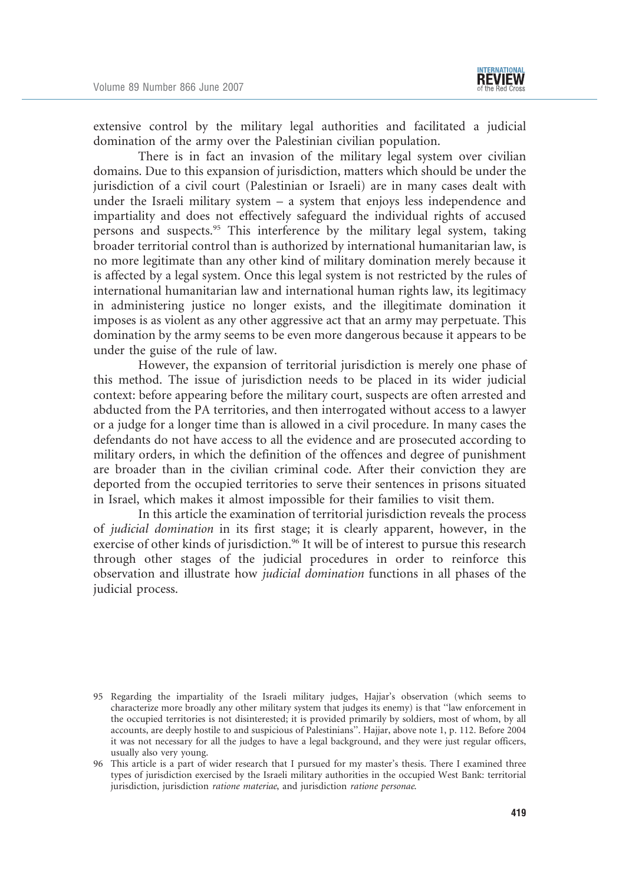extensive control by the military legal authorities and facilitated a judicial domination of the army over the Palestinian civilian population.

There is in fact an invasion of the military legal system over civilian domains. Due to this expansion of jurisdiction, matters which should be under the jurisdiction of a civil court (Palestinian or Israeli) are in many cases dealt with under the Israeli military system – a system that enjoys less independence and impartiality and does not effectively safeguard the individual rights of accused persons and suspects.[95] This interference by the military legal system, taking broader territorial control than is authorized by international humanitarian law, is no more legitimate than any other kind of military domination merely because it is affected by a legal system. Once this legal system is not restricted by the rules of international humanitarian law and international human rights law, its legitimacy in administering justice no longer exists, and the illegitimate domination it imposes is as violent as any other aggressive act that an army may perpetuate. This domination by the army seems to be even more dangerous because it appears to be under the guise of the rule of law.

However, the expansion of territorial jurisdiction is merely one phase of this method. The issue of jurisdiction needs to be placed in its wider judicial context: before appearing before the military court, suspects are often arrested and abducted from the PA territories, and then interrogated without access to a lawyer or a judge for a longer time than is allowed in a civil procedure. In many cases the defendants do not have access to all the evidence and are prosecuted according to military orders, in which the definition of the offences and degree of punishment are broader than in the civilian criminal code. After their conviction they are deported from the occupied territories to serve their sentences in prisons situated in Israel, which makes it almost impossible for their families to visit them.

In this article the examination of territorial jurisdiction reveals the process of *judicial domination* in its first stage; it is clearly apparent, however, in the exercise of other kinds of jurisdiction.[96] It will be of interest to pursue this research through other stages of the judicial procedures in order to reinforce this observation and illustrate how *judicial domination* functions in all phases of the judicial process.

95 Regarding the impartiality of the Israeli military judges, Hajjar's observation (which seems to characterize more broadly any other military system that judges its enemy) is that "law enforcement in the occupied territories is not disinterested; it is provided primarily by soldiers, most of whom, by all accounts, are deeply hostile to and suspicious of Palestinians". Hajjar, above note 1, p. 112. Before 2004 it was not necessary for all the judges to have a legal background, and they were just regular officers, usually also very young.

96 This article is a part of wider research that I pursued for my master's thesis. There I examined three types of jurisdiction exercised by the Israeli military authorities in the occupied West Bank: territorial jurisdiction, jurisdiction *ratione materiae*, and jurisdiction *ratione personae*.